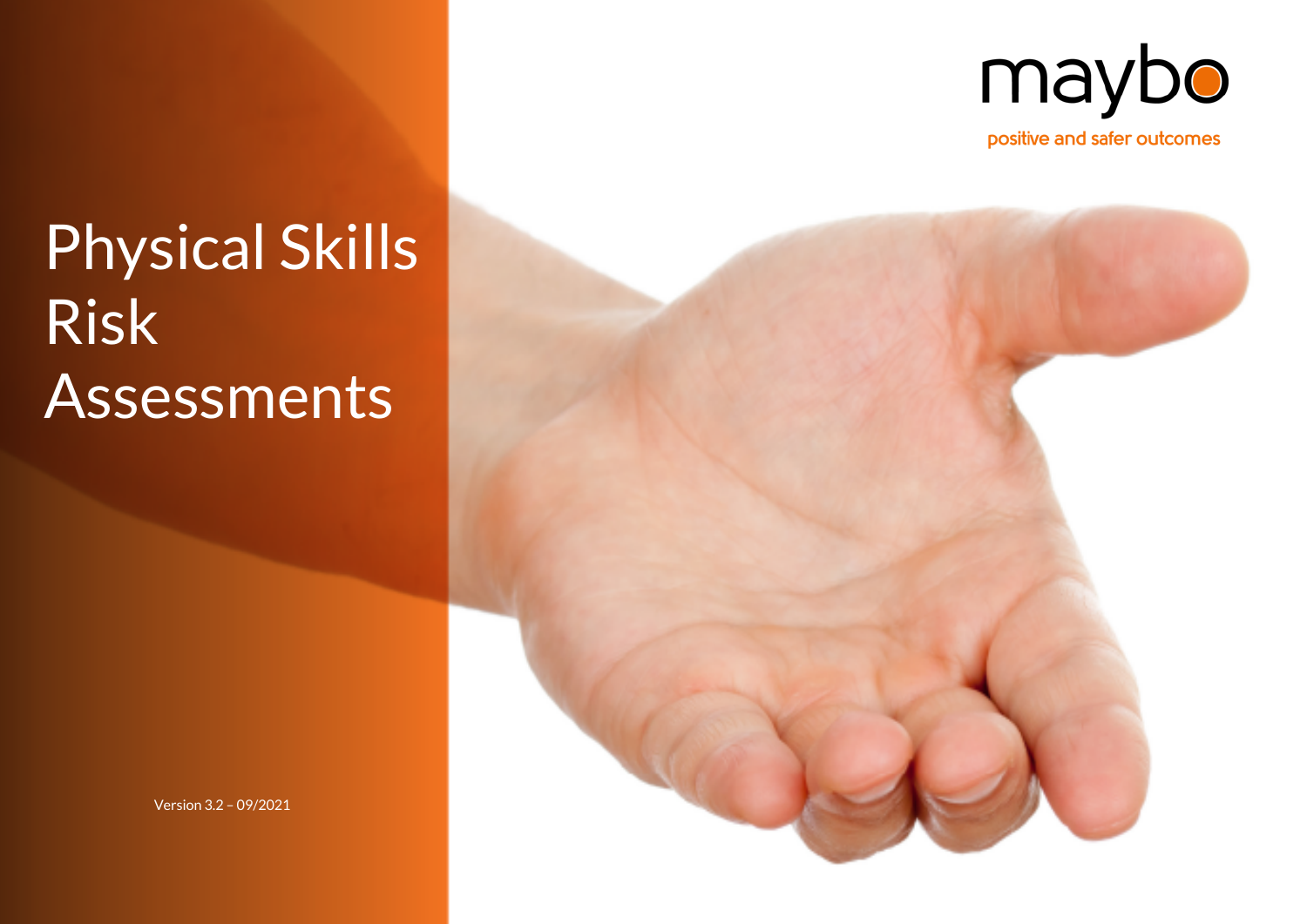maybo

positive and safer outcomes

# Physical Skills Risk Assessments

Version 3.2 – 09/2021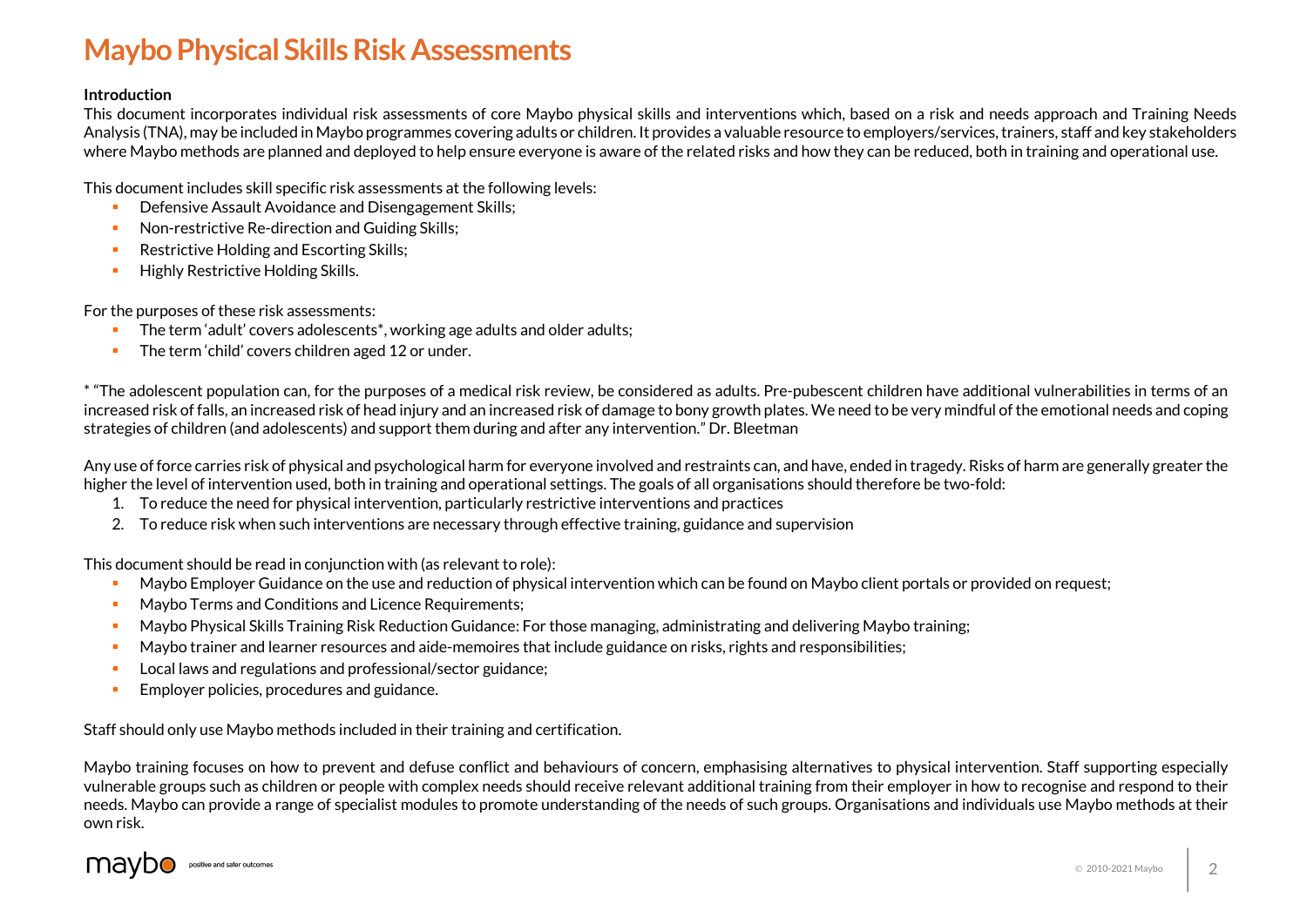# Maybo Physical Skills Risk Assessments

**Introduction**

This document incorporates individual risk assessments of core Maybo physical skills and interventions which, based on a risk and needs approach and Training Needs Analysis (TNA), may be included in Maybo programmes covering adults or children. It provides a valuable resource to employers/services, trainers, staff and key stakeholders where Maybo methods are planned and deployed to help ensure everyone is aware of the related risks and how they can be reduced, both in training and operational use.

This document includes skill specific risk assessments at the following levels:

- Defensive Assault Avoidance and Disengagement Skills;
- Non-restrictive Re-direction and Guiding Skills;
- Restrictive Holding and Escorting Skills;
- Highly Restrictive Holding Skills.

For the purposes of these risk assessments:

- The term 'adult' covers adolescents*, working age adults and older adults;
- The term 'child' covers children aged 12 or under.

* "The adolescent population can, for the purposes of a medical risk review, be considered as adults. Pre-pubescent children have additional vulnerabilities in terms of an increased risk of falls, an increased risk of head injury and an increased risk of damage to bony growth plates. We need to be very mindful of the emotional needs and coping strategies of children (and adolescents) and support them during and after any intervention." Dr. Bleetman

Any use of force carries risk of physical and psychological harm for everyone involved and restraints can, and have, ended in tragedy. Risks of harm are generally greater the higher the level of intervention used, both in training and operational settings. The goals of all organisations should therefore be two-fold:

1. To reduce the need for physical intervention, particularly restrictive interventions and practices
2. To reduce risk when such interventions are necessary through effective training, guidance and supervision

This document should be read in conjunction with (as relevant to role):

- Maybo Employer Guidance on the use and reduction of physical intervention which can be found on Maybo client portals or provided on request;
- Maybo Terms and Conditions and Licence Requirements;
- Maybo Physical Skills Training Risk Reduction Guidance: For those managing, administrating and delivering Maybo training;
- Maybo trainer and learner resources and aide-memoires that include guidance on risks, rights and responsibilities;
- Local laws and regulations and professional/sector guidance;
- Employer policies, procedures and guidance.

Staff should only use Maybo methods included in their training and certification.

Maybo training focuses on how to prevent and defuse conflict and behaviours of concern, emphasising alternatives to physical intervention. Staff supporting especially vulnerable groups such as children or people with complex needs should receive relevant additional training from their employer in how to recognise and respond to their needs. Maybo can provide a range of specialist modules to promote understanding of the needs of such groups. Organisations and individuals use Maybo methods at their own risk.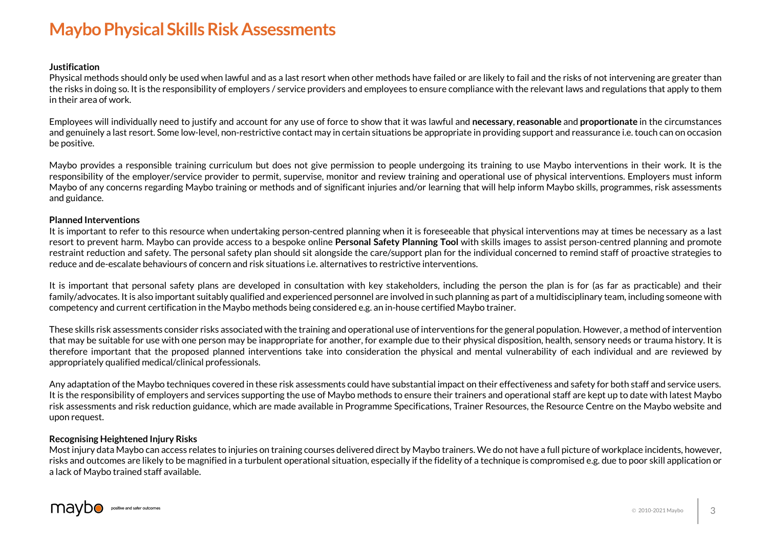# Maybo Physical Skills Risk Assessments

**Justification**

Physical methods should only be used when lawful and as a last resort when other methods have failed or are likely to fail and the risks of not intervening are greater than the risks in doing so. It is the responsibility of employers / service providers and employees to ensure compliance with the relevant laws and regulations that apply to them in their area of work.

Employees will individually need to justify and account for any use of force to show that it was lawful and **necessary**, **reasonable** and **proportionate** in the circumstances and genuinely a last resort. Some low-level, non-restrictive contact may in certain situations be appropriate in providing support and reassurance i.e. touch can on occasion be positive.

Maybo provides a responsible training curriculum but does not give permission to people undergoing its training to use Maybo interventions in their work. It is the responsibility of the employer/service provider to permit, supervise, monitor and review training and operational use of physical interventions. Employers must inform Maybo of any concerns regarding Maybo training or methods and of significant injuries and/or learning that will help inform Maybo skills, programmes, risk assessments and guidance.

**Planned Interventions**

It is important to refer to this resource when undertaking person-centred planning when it is foreseeable that physical interventions may at times be necessary as a last resort to prevent harm. Maybo can provide access to a bespoke online **Personal Safety Planning Tool** with skills images to assist person-centred planning and promote restraint reduction and safety. The personal safety plan should sit alongside the care/support plan for the individual concerned to remind staff of proactive strategies to reduce and de-escalate behaviours of concern and risk situations i.e. alternatives to restrictive interventions.

It is important that personal safety plans are developed in consultation with key stakeholders, including the person the plan is for (as far as practicable) and their family/advocates. It is also important suitably qualified and experienced personnel are involved in such planning as part of a multidisciplinary team, including someone with competency and current certification in the Maybo methods being considered e.g. an in-house certified Maybo trainer.

These skills risk assessments consider risks associated with the training and operational use of interventions for the general population. However, a method of intervention that may be suitable for use with one person may be inappropriate for another, for example due to their physical disposition, health, sensory needs or trauma history. It is therefore important that the proposed planned interventions take into consideration the physical and mental vulnerability of each individual and are reviewed by appropriately qualified medical/clinical professionals.

Any adaptation of the Maybo techniques covered in these risk assessments could have substantial impact on their effectiveness and safety for both staff and service users. It is the responsibility of employers and services supporting the use of Maybo methods to ensure their trainers and operational staff are kept up to date with latest Maybo risk assessments and risk reduction guidance, which are made available in Programme Specifications, Trainer Resources, the Resource Centre on the Maybo website and upon request.

**Recognising Heightened Injury Risks**

Most injury data Maybo can access relates to injuries on training courses delivered direct by Maybo trainers. We do not have a full picture of workplace incidents, however, risks and outcomes are likely to be magnified in a turbulent operational situation, especially if the fidelity of a technique is compromised e.g. due to poor skill application or a lack of Maybo trained staff available.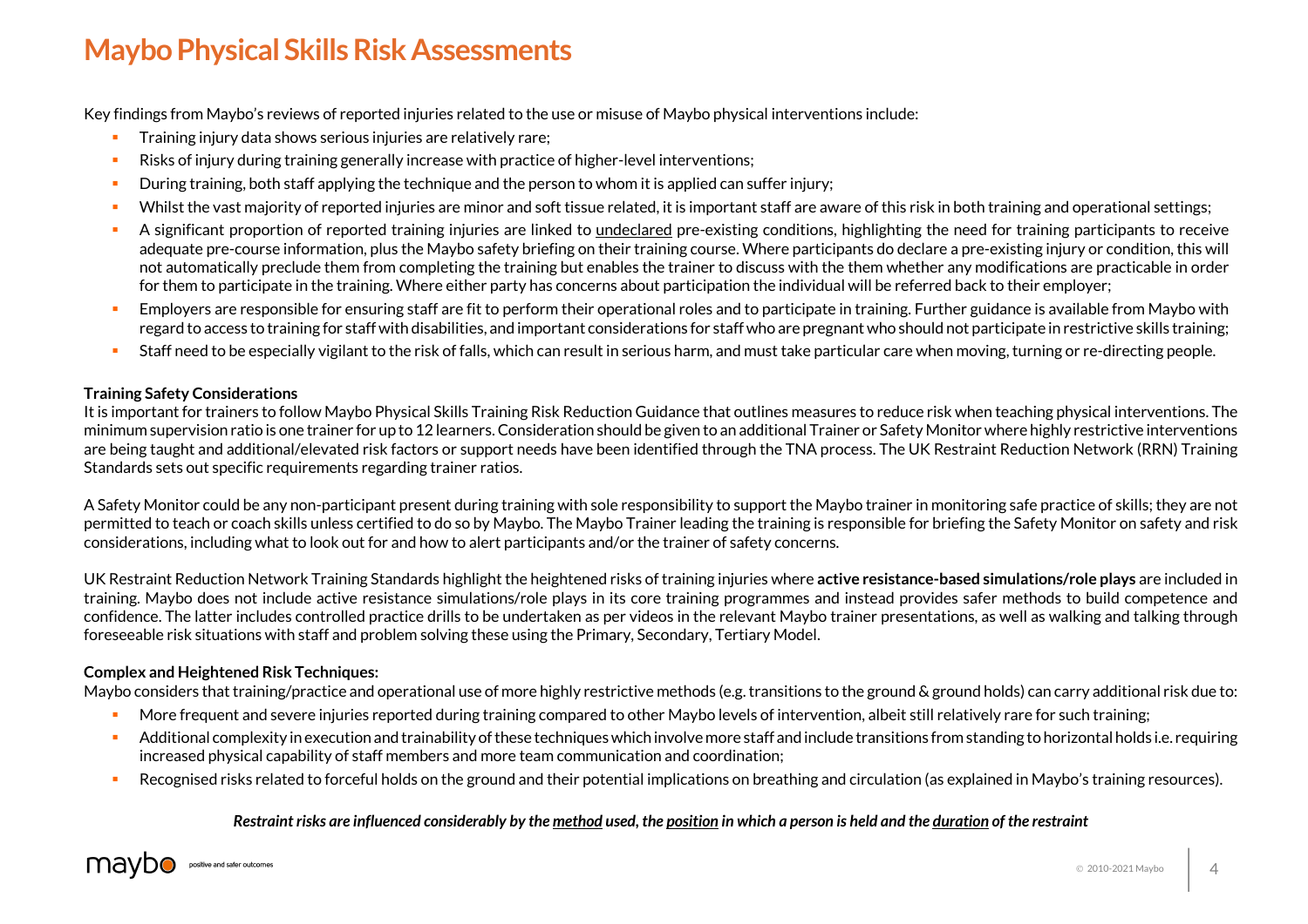# Maybo Physical Skills Risk Assessments

Key findings from Maybo's reviews of reported injuries related to the use or misuse of Maybo physical interventions include:

- Training injury data shows serious injuries are relatively rare;
- Risks of injury during training generally increase with practice of higher-level interventions;
- During training, both staff applying the technique and the person to whom it is applied can suffer injury;
- Whilst the vast majority of reported injuries are minor and soft tissue related, it is important staff are aware of this risk in both training and operational settings;
- A significant proportion of reported training injuries are linked to undeclared pre-existing conditions, highlighting the need for training participants to receive adequate pre-course information, plus the Maybo safety briefing on their training course. Where participants do declare a pre-existing injury or condition, this will not automatically preclude them from completing the training but enables the trainer to discuss with the them whether any modifications are practicable in order for them to participate in the training. Where either party has concerns about participation the individual will be referred back to their employer;
- Employers are responsible for ensuring staff are fit to perform their operational roles and to participate in training. Further guidance is available from Maybo with regard to access to training for staff with disabilities, and important considerations for staff who are pregnant who should not participate in restrictive skills training;
- Staff need to be especially vigilant to the risk of falls, which can result in serious harm, and must take particular care when moving, turning or re-directing people.

**Training Safety Considerations**

It is important for trainers to follow Maybo Physical Skills Training Risk Reduction Guidance that outlines measures to reduce risk when teaching physical interventions. The minimum supervision ratio is one trainer for up to 12 learners. Consideration should be given to an additional Trainer or Safety Monitor where highly restrictive interventions are being taught and additional/elevated risk factors or support needs have been identified through the TNA process. The UK Restraint Reduction Network (RRN) Training Standards sets out specific requirements regarding trainer ratios.

A Safety Monitor could be any non-participant present during training with sole responsibility to support the Maybo trainer in monitoring safe practice of skills; they are not permitted to teach or coach skills unless certified to do so by Maybo. The Maybo Trainer leading the training is responsible for briefing the Safety Monitor on safety and risk considerations, including what to look out for and how to alert participants and/or the trainer of safety concerns.

UK Restraint Reduction Network Training Standards highlight the heightened risks of training injuries where **active resistance-based simulations/role plays** are included in training. Maybo does not include active resistance simulations/role plays in its core training programmes and instead provides safer methods to build competence and confidence. The latter includes controlled practice drills to be undertaken as per videos in the relevant Maybo trainer presentations, as well as walking and talking through foreseeable risk situations with staff and problem solving these using the Primary, Secondary, Tertiary Model.

**Complex and Heightened Risk Techniques:**

Maybo considers that training/practice and operational use of more highly restrictive methods (e.g. transitions to the ground & ground holds) can carry additional risk due to:

- More frequent and severe injuries reported during training compared to other Maybo levels of intervention, albeit still relatively rare for such training;
- Additional complexity in execution and trainability of these techniques which involve more staff and include transitions from standing to horizontal holds i.e. requiring increased physical capability of staff members and more team communication and coordination;
- Recognised risks related to forceful holds on the ground and their potential implications on breathing and circulation (as explained in Maybo's training resources).

***Restraint risks are influenced considerably by the method used, the position in which a person is held and the duration of the restraint***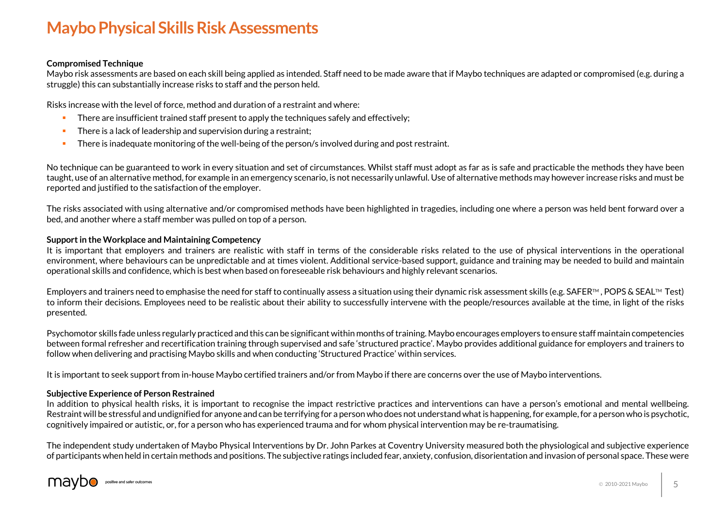# Maybo Physical Skills Risk Assessments

**Compromised Technique**

Maybo risk assessments are based on each skill being applied as intended. Staff need to be made aware that if Maybo techniques are adapted or compromised (e.g. during a struggle) this can substantially increase risks to staff and the person held.

Risks increase with the level of force, method and duration of a restraint and where:

- There are insufficient trained staff present to apply the techniques safely and effectively;
- There is a lack of leadership and supervision during a restraint;
- There is inadequate monitoring of the well-being of the person/s involved during and post restraint.

No technique can be guaranteed to work in every situation and set of circumstances. Whilst staff must adopt as far as is safe and practicable the methods they have been taught, use of an alternative method, for example in an emergency scenario, is not necessarily unlawful. Use of alternative methods may however increase risks and must be reported and justified to the satisfaction of the employer.

The risks associated with using alternative and/or compromised methods have been highlighted in tragedies, including one where a person was held bent forward over a bed, and another where a staff member was pulled on top of a person.

**Support in the Workplace and Maintaining Competency**

It is important that employers and trainers are realistic with staff in terms of the considerable risks related to the use of physical interventions in the operational environment, where behaviours can be unpredictable and at times violent. Additional service-based support, guidance and training may be needed to build and maintain operational skills and confidence, which is best when based on foreseeable risk behaviours and highly relevant scenarios.

Employers and trainers need to emphasise the need for staff to continually assess a situation using their dynamic risk assessment skills (e.g. SAFER™, POPS & SEAL™ Test) to inform their decisions. Employees need to be realistic about their ability to successfully intervene with the people/resources available at the time, in light of the risks presented.

Psychomotor skills fade unless regularly practiced and this can be significant within months of training. Maybo encourages employers to ensure staff maintain competencies between formal refresher and recertification training through supervised and safe 'structured practice'. Maybo provides additional guidance for employers and trainers to follow when delivering and practising Maybo skills and when conducting 'Structured Practice' within services.

It is important to seek support from in-house Maybo certified trainers and/or from Maybo if there are concerns over the use of Maybo interventions.

**Subjective Experience of Person Restrained**

In addition to physical health risks, it is important to recognise the impact restrictive practices and interventions can have a person's emotional and mental wellbeing. Restraint will be stressful and undignified for anyone and can be terrifying for a person who does not understand what is happening, for example, for a person who is psychotic, cognitively impaired or autistic, or, for a person who has experienced trauma and for whom physical intervention may be re-traumatising.

The independent study undertaken of Maybo Physical Interventions by Dr. John Parkes at Coventry University measured both the physiological and subjective experience of participants when held in certain methods and positions. The subjective ratings included fear, anxiety, confusion, disorientation and invasion of personal space. These were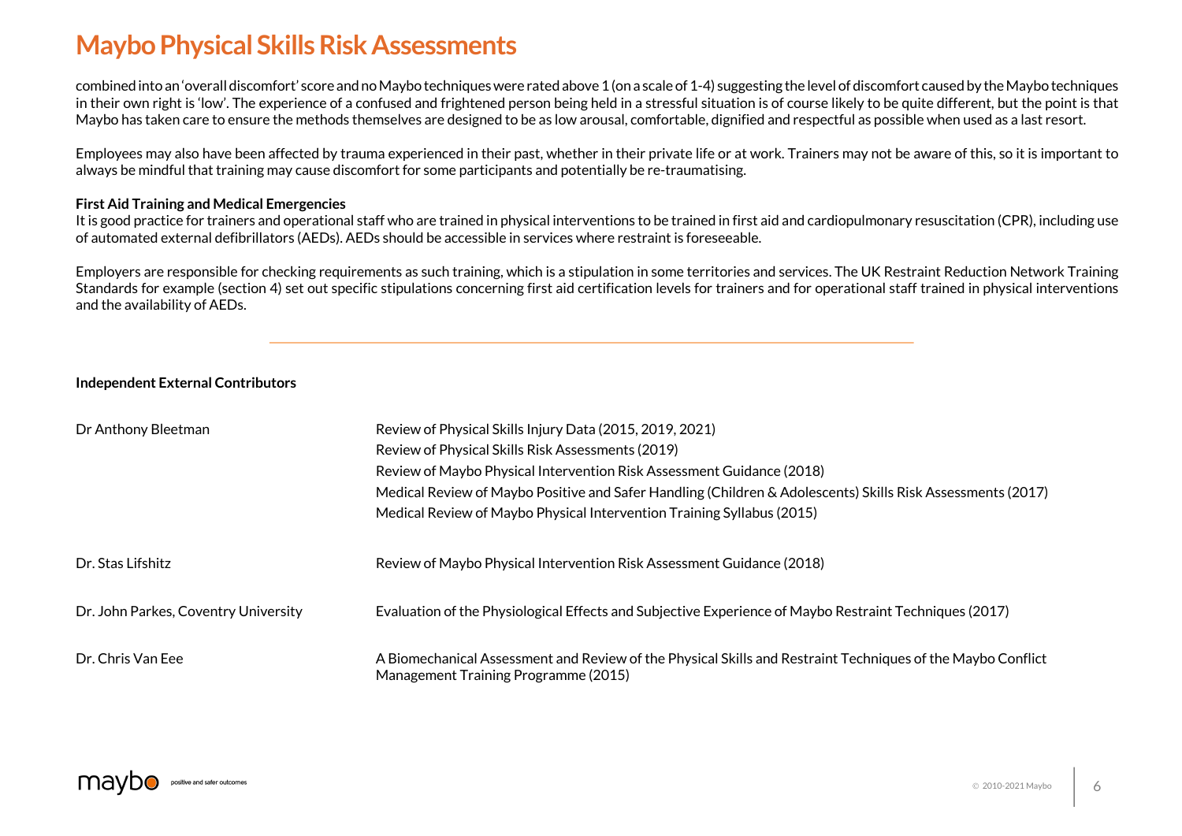# Maybo Physical Skills Risk Assessments

combined into an 'overall discomfort' score and no Maybo techniques were rated above 1 (on a scale of 1-4) suggesting the level of discomfort caused by the Maybo techniques in their own right is 'low'. The experience of a confused and frightened person being held in a stressful situation is of course likely to be quite different, but the point is that Maybo has taken care to ensure the methods themselves are designed to be as low arousal, comfortable, dignified and respectful as possible when used as a last resort.

Employees may also have been affected by trauma experienced in their past, whether in their private life or at work. Trainers may not be aware of this, so it is important to always be mindful that training may cause discomfort for some participants and potentially be re-traumatising.

**First Aid Training and Medical Emergencies**

It is good practice for trainers and operational staff who are trained in physical interventions to be trained in first aid and cardiopulmonary resuscitation (CPR), including use of automated external defibrillators (AEDs). AEDs should be accessible in services where restraint is foreseeable.

Employers are responsible for checking requirements as such training, which is a stipulation in some territories and services. The UK Restraint Reduction Network Training Standards for example (section 4) set out specific stipulations concerning first aid certification levels for trainers and for operational staff trained in physical interventions and the availability of AEDs.

---

**Independent External Contributors**

| | |
|---|---|
| Dr Anthony Bleetman | Review of Physical Skills Injury Data (2015, 2019, 2021)<br>Review of Physical Skills Risk Assessments (2019)<br>Review of Maybo Physical Intervention Risk Assessment Guidance (2018)<br>Medical Review of Maybo Positive and Safer Handling (Children & Adolescents) Skills Risk Assessments (2017)<br>Medical Review of Maybo Physical Intervention Training Syllabus (2015) |
| Dr. Stas Lifshitz | Review of Maybo Physical Intervention Risk Assessment Guidance (2018) |
| Dr. John Parkes, Coventry University | Evaluation of the Physiological Effects and Subjective Experience of Maybo Restraint Techniques (2017) |
| Dr. Chris Van Eee | A Biomechanical Assessment and Review of the Physical Skills and Restraint Techniques of the Maybo Conflict Management Training Programme (2015) |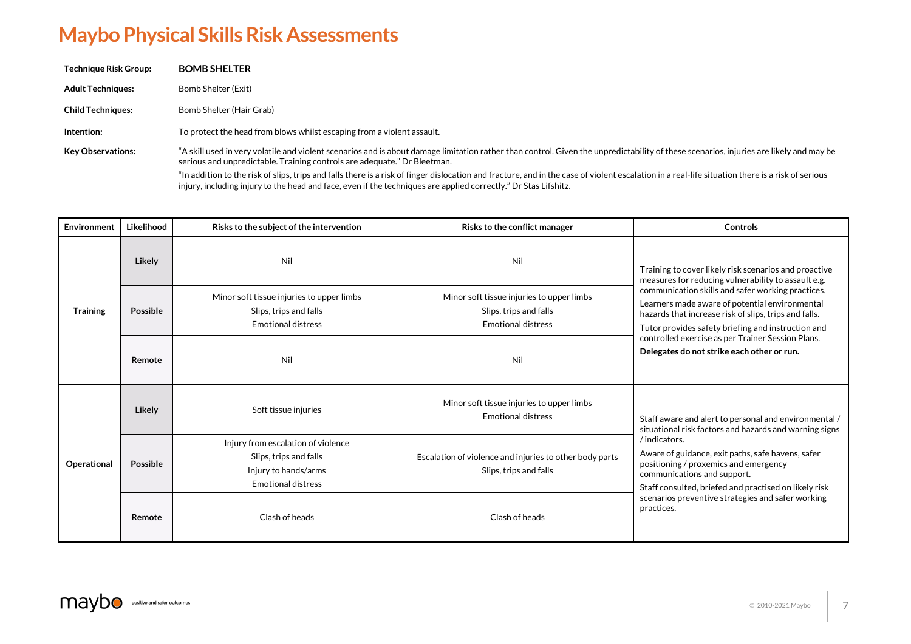# Maybo Physical Skills Risk Assessments

**Technique Risk Group:** **BOMB SHELTER**

**Adult Techniques:** Bomb Shelter (Exit)

**Child Techniques:** Bomb Shelter (Hair Grab)

**Intention:** To protect the head from blows whilst escaping from a violent assault.

**Key Observations:** "A skill used in very volatile and violent scenarios and is about damage limitation rather than control. Given the unpredictability of these scenarios, injuries are likely and may be serious and unpredictable. Training controls are adequate." Dr Bleetman.

"In addition to the risk of slips, trips and falls there is a risk of finger dislocation and fracture, and in the case of violent escalation in a real-life situation there is a risk of serious injury, including injury to the head and face, even if the techniques are applied correctly." Dr Stas Lifshitz.

| Environment | Likelihood | Risks to the subject of the intervention | Risks to the conflict manager | Controls |
|---|---|---|---|---|
| Training | Likely | Nil | Nil | Training to cover likely risk scenarios and proactive measures for reducing vulnerability to assault e.g. communication skills and safer working practices.<br>Learners made aware of potential environmental hazards that increase risk of slips, trips and falls.<br>Tutor provides safety briefing and instruction and controlled exercise as per Trainer Session Plans.<br>**Delegates do not strike each other or run.** |
| | Possible | Minor soft tissue injuries to upper limbs<br>Slips, trips and falls<br>Emotional distress | Minor soft tissue injuries to upper limbs<br>Slips, trips and falls<br>Emotional distress | |
| | Remote | Nil | Nil | |
| Operational | Likely | Soft tissue injuries | Minor soft tissue injuries to upper limbs<br>Emotional distress | Staff aware and alert to personal and environmental / situational risk factors and hazards and warning signs / indicators.<br>Aware of guidance, exit paths, safe havens, safer positioning / proxemics and emergency communications and support.<br>Staff consulted, briefed and practised on likely risk scenarios preventive strategies and safer working practices. |
| | Possible | Injury from escalation of violence<br>Slips, trips and falls<br>Injury to hands/arms<br>Emotional distress | Escalation of violence and injuries to other body parts<br>Slips, trips and falls | |
| | Remote | Clash of heads | Clash of heads | |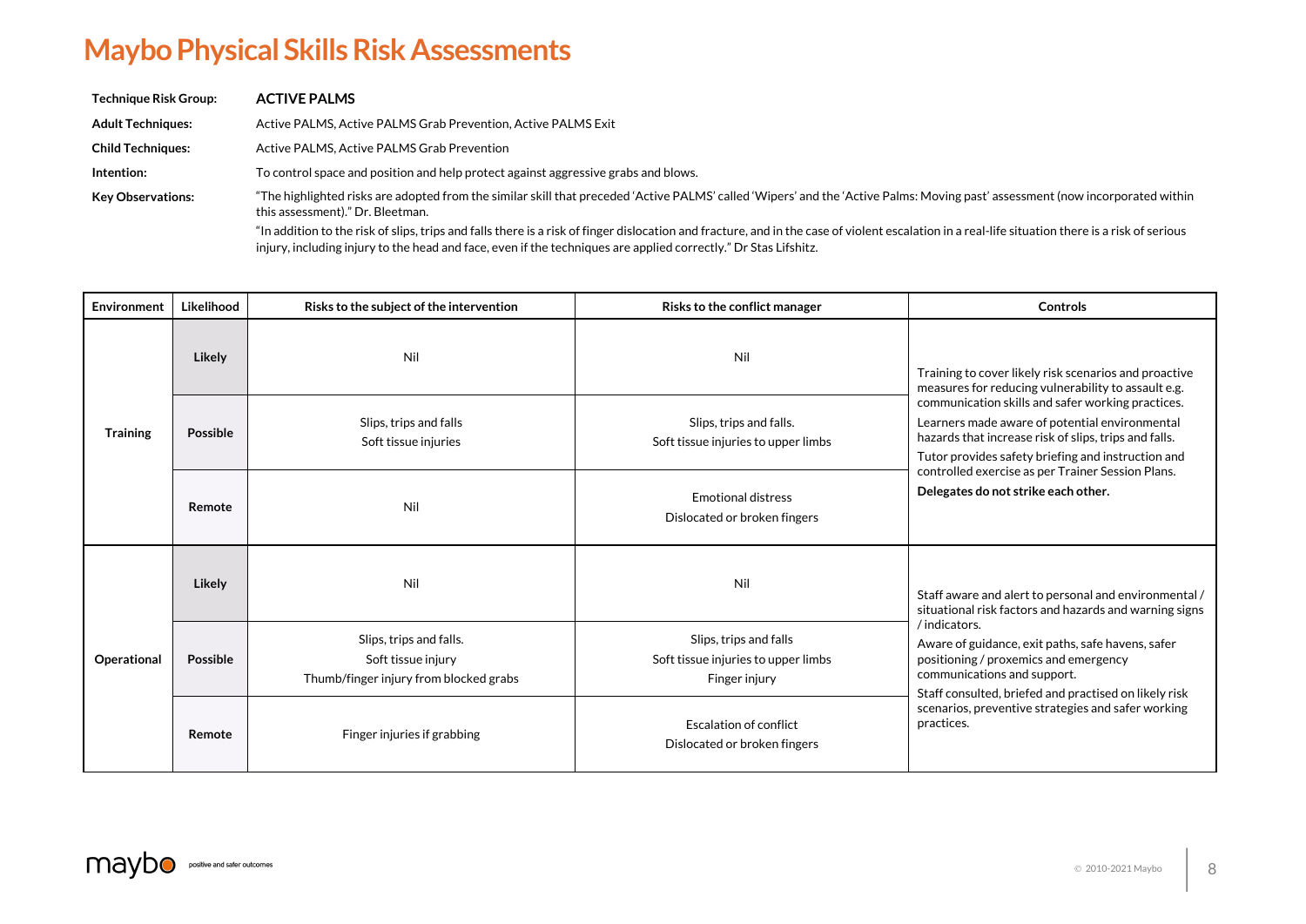# Maybo Physical Skills Risk Assessments

**Technique Risk Group:** **ACTIVE PALMS**

**Adult Techniques:** Active PALMS, Active PALMS Grab Prevention, Active PALMS Exit

**Child Techniques:** Active PALMS, Active PALMS Grab Prevention

**Intention:** To control space and position and help protect against aggressive grabs and blows.

**Key Observations:** "The highlighted risks are adopted from the similar skill that preceded 'Active PALMS' called 'Wipers' and the 'Active Palms: Moving past' assessment (now incorporated within this assessment)." Dr. Bleetman.

"In addition to the risk of slips, trips and falls there is a risk of finger dislocation and fracture, and in the case of violent escalation in a real-life situation there is a risk of serious injury, including injury to the head and face, even if the techniques are applied correctly." Dr Stas Lifshitz.

| Environment | Likelihood | Risks to the subject of the intervention | Risks to the conflict manager | Controls |
|---|---|---|---|---|
| Training | Likely | Nil | Nil | Training to cover likely risk scenarios and proactive measures for reducing vulnerability to assault e.g. communication skills and safer working practices. Learners made aware of potential environmental hazards that increase risk of slips, trips and falls. Tutor provides safety briefing and instruction and controlled exercise as per Trainer Session Plans. **Delegates do not strike each other.** |
| | Possible | Slips, trips and falls<br>Soft tissue injuries | Slips, trips and falls.<br>Soft tissue injuries to upper limbs | |
| | Remote | Nil | Emotional distress<br>Dislocated or broken fingers | |
| Operational | Likely | Nil | Nil | Staff aware and alert to personal and environmental / situational risk factors and hazards and warning signs / indicators. Aware of guidance, exit paths, safe havens, safer positioning / proxemics and emergency communications and support. Staff consulted, briefed and practised on likely risk scenarios, preventive strategies and safer working practices. |
| | Possible | Slips, trips and falls.<br>Soft tissue injury<br>Thumb/finger injury from blocked grabs | Slips, trips and falls<br>Soft tissue injuries to upper limbs<br>Finger injury | |
| | Remote | Finger injuries if grabbing | Escalation of conflict<br>Dislocated or broken fingers | |

© 2010-2021 Maybo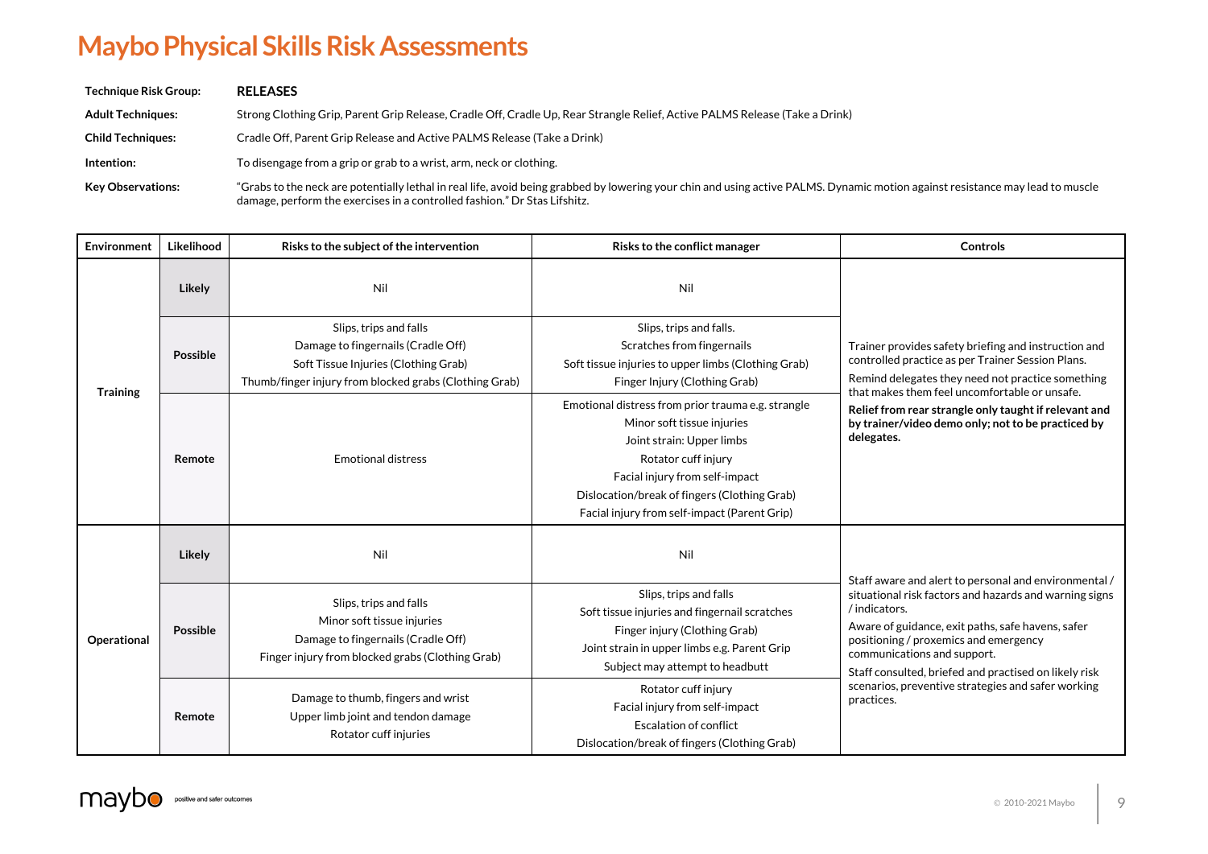# Maybo Physical Skills Risk Assessments

| | |
|---|---|
| **Technique Risk Group:** | **RELEASES** |
| **Adult Techniques:** | Strong Clothing Grip, Parent Grip Release, Cradle Off, Cradle Up, Rear Strangle Relief, Active PALMS Release (Take a Drink) |
| **Child Techniques:** | Cradle Off, Parent Grip Release and Active PALMS Release (Take a Drink) |
| **Intention:** | To disengage from a grip or grab to a wrist, arm, neck or clothing. |
| **Key Observations:** | "Grabs to the neck are potentially lethal in real life, avoid being grabbed by lowering your chin and using active PALMS. Dynamic motion against resistance may lead to muscle damage, perform the exercises in a controlled fashion." Dr Stas Lifshitz. |

| Environment | Likelihood | Risks to the subject of the intervention | Risks to the conflict manager | Controls |
|---|---|---|---|---|
| **Training** | **Likely** | Nil | Nil | Trainer provides safety briefing and instruction and controlled practice as per Trainer Session Plans.<br>Remind delegates they need not practice something that makes them feel uncomfortable or unsafe.<br>**Relief from rear strangle only taught if relevant and by trainer/video demo only; not to be practiced by delegates.** |
| | **Possible** | Slips, trips and falls<br>Damage to fingernails (Cradle Off)<br>Soft Tissue Injuries (Clothing Grab)<br>Thumb/finger injury from blocked grabs (Clothing Grab) | Slips, trips and falls.<br>Scratches from fingernails<br>Soft tissue injuries to upper limbs (Clothing Grab)<br>Finger Injury (Clothing Grab) | |
| | **Remote** | Emotional distress | Emotional distress from prior trauma e.g. strangle<br>Minor soft tissue injuries<br>Joint strain: Upper limbs<br>Rotator cuff injury<br>Facial injury from self-impact<br>Dislocation/break of fingers (Clothing Grab)<br>Facial injury from self-impact (Parent Grip) | |
| **Operational** | **Likely** | Nil | Nil | Staff aware and alert to personal and environmental / situational risk factors and hazards and warning signs / indicators.<br>Aware of guidance, exit paths, safe havens, safer positioning / proxemics and emergency communications and support.<br>Staff consulted, briefed and practised on likely risk scenarios, preventive strategies and safer working practices. |
| | **Possible** | Slips, trips and falls<br>Minor soft tissue injuries<br>Damage to fingernails (Cradle Off)<br>Finger injury from blocked grabs (Clothing Grab) | Slips, trips and falls<br>Soft tissue injuries and fingernail scratches<br>Finger injury (Clothing Grab)<br>Joint strain in upper limbs e.g. Parent Grip<br>Subject may attempt to headbutt | |
| | **Remote** | Damage to thumb, fingers and wrist<br>Upper limb joint and tendon damage<br>Rotator cuff injuries | Rotator cuff injury<br>Facial injury from self-impact<br>Escalation of conflict<br>Dislocation/break of fingers (Clothing Grab) | |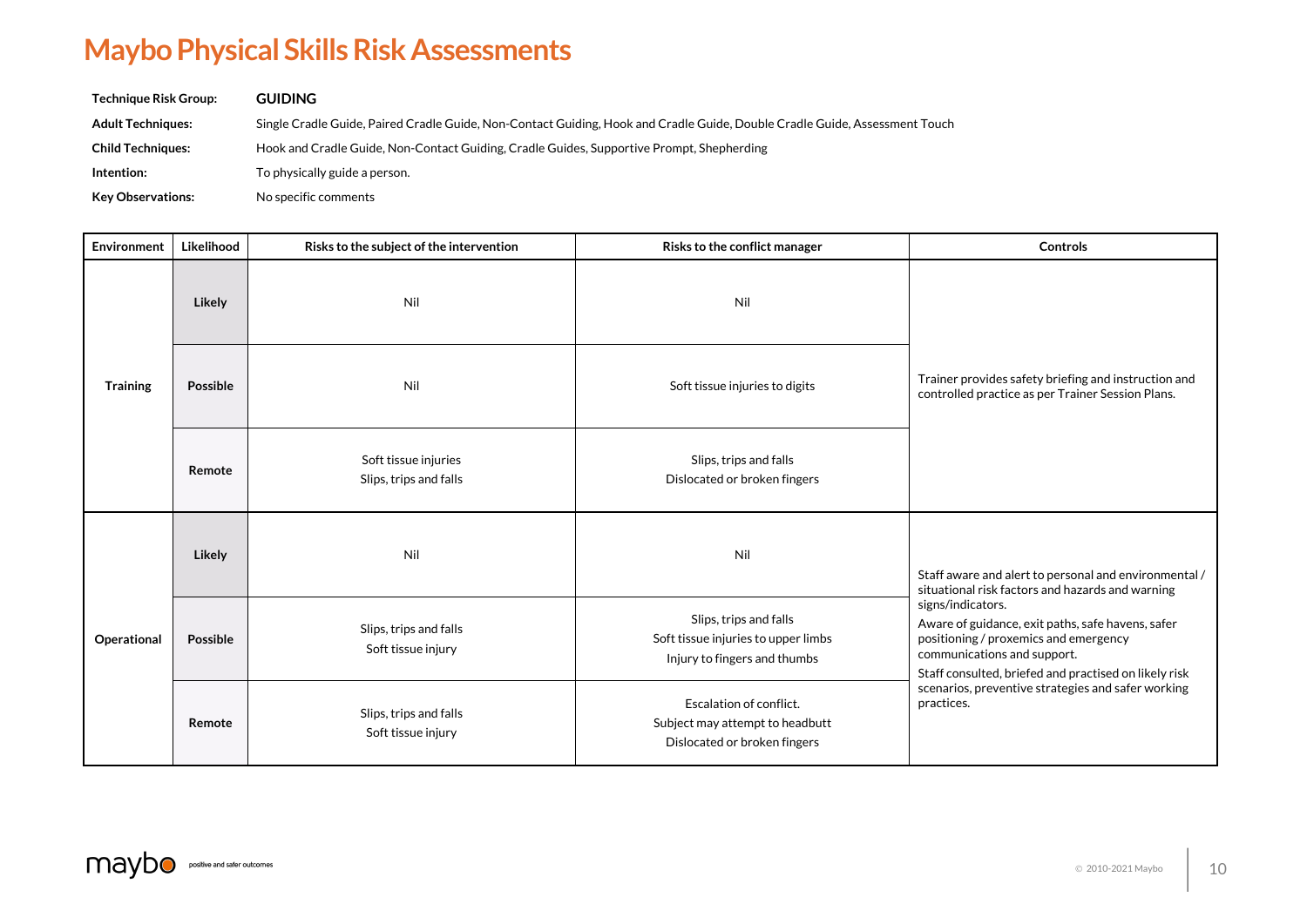# Maybo Physical Skills Risk Assessments

**Technique Risk Group:** **GUIDING**

**Adult Techniques:** Single Cradle Guide, Paired Cradle Guide, Non-Contact Guiding, Hook and Cradle Guide, Double Cradle Guide, Assessment Touch

**Child Techniques:** Hook and Cradle Guide, Non-Contact Guiding, Cradle Guides, Supportive Prompt, Shepherding

**Intention:** To physically guide a person.

**Key Observations:** No specific comments

| Environment | Likelihood | Risks to the subject of the intervention | Risks to the conflict manager | Controls |
|---|---|---|---|---|
| **Training** | **Likely** | Nil | Nil | Trainer provides safety briefing and instruction and controlled practice as per Trainer Session Plans. |
| | **Possible** | Nil | Soft tissue injuries to digits | |
| | **Remote** | Soft tissue injuries<br>Slips, trips and falls | Slips, trips and falls<br>Dislocated or broken fingers | |
| **Operational** | **Likely** | Nil | Nil | Staff aware and alert to personal and environmental / situational risk factors and hazards and warning signs/indicators.<br>Aware of guidance, exit paths, safe havens, safer positioning / proxemics and emergency communications and support.<br>Staff consulted, briefed and practised on likely risk scenarios, preventive strategies and safer working practices. |
| | **Possible** | Slips, trips and falls<br>Soft tissue injury | Slips, trips and falls<br>Soft tissue injuries to upper limbs<br>Injury to fingers and thumbs | |
| | **Remote** | Slips, trips and falls<br>Soft tissue injury | Escalation of conflict.<br>Subject may attempt to headbutt<br>Dislocated or broken fingers | |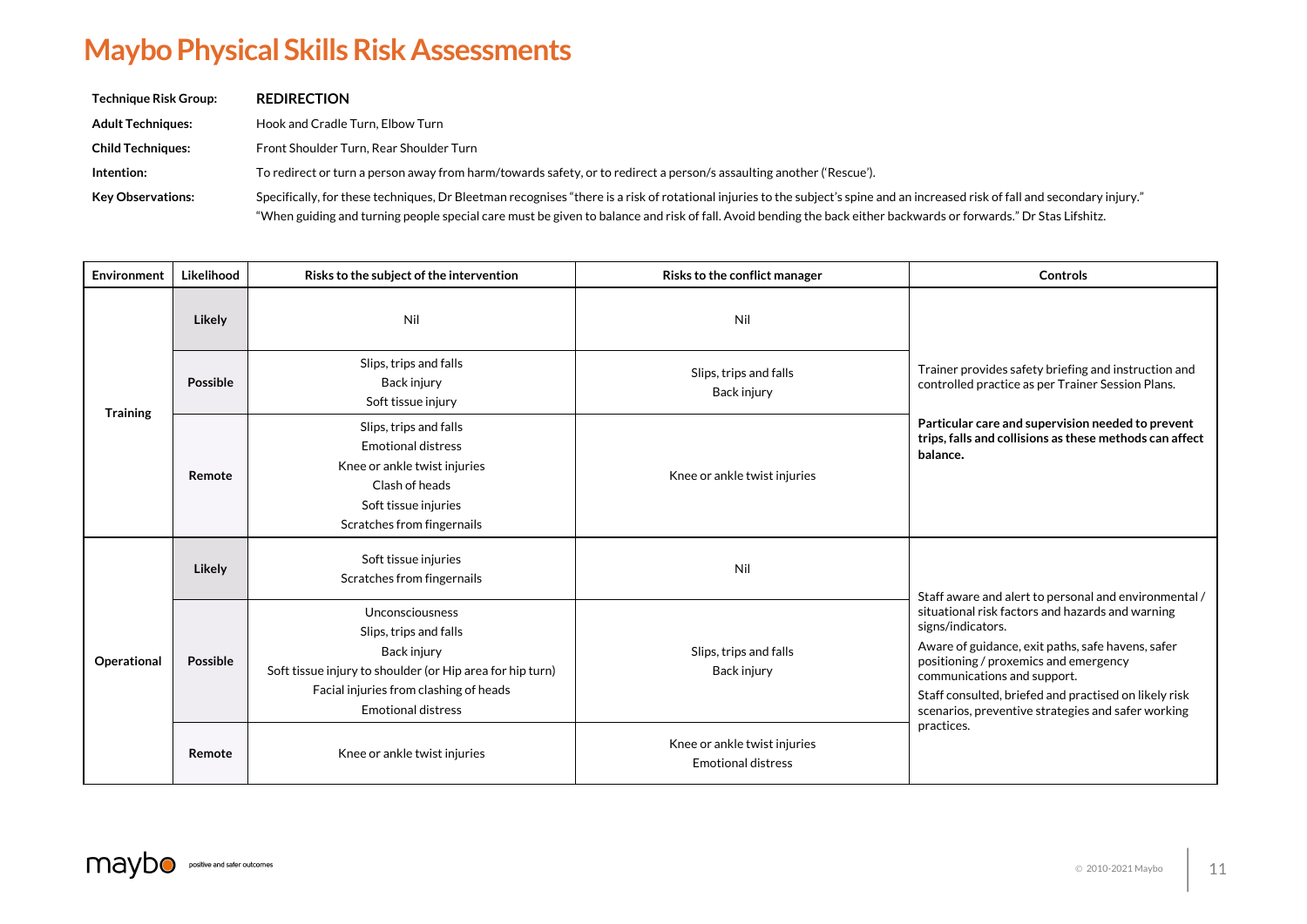# Maybo Physical Skills Risk Assessments

| | |
|---|---|
| **Technique Risk Group:** | **REDIRECTION** |
| **Adult Techniques:** | Hook and Cradle Turn, Elbow Turn |
| **Child Techniques:** | Front Shoulder Turn, Rear Shoulder Turn |
| **Intention:** | To redirect or turn a person away from harm/towards safety, or to redirect a person/s assaulting another ('Rescue'). |
| **Key Observations:** | Specifically, for these techniques, Dr Bleetman recognises "there is a risk of rotational injuries to the subject's spine and an increased risk of fall and secondary injury." "When guiding and turning people special care must be given to balance and risk of fall. Avoid bending the back either backwards or forwards." Dr Stas Lifshitz. |

| Environment | Likelihood | Risks to the subject of the intervention | Risks to the conflict manager | Controls |
|---|---|---|---|---|
| Training | **Likely** | Nil | Nil | Trainer provides safety briefing and instruction and controlled practice as per Trainer Session Plans.<br><br>**Particular care and supervision needed to prevent trips, falls and collisions as these methods can affect balance.** |
| | **Possible** | Slips, trips and falls<br>Back injury<br>Soft tissue injury | Slips, trips and falls<br>Back injury | |
| | **Remote** | Slips, trips and falls<br>Emotional distress<br>Knee or ankle twist injuries<br>Clash of heads<br>Soft tissue injuries<br>Scratches from fingernails | Knee or ankle twist injuries | |
| Operational | **Likely** | Soft tissue injuries<br>Scratches from fingernails | Nil | Staff aware and alert to personal and environmental / situational risk factors and hazards and warning signs/indicators.<br>Aware of guidance, exit paths, safe havens, safer positioning / proxemics and emergency communications and support.<br>Staff consulted, briefed and practised on likely risk scenarios, preventive strategies and safer working practices. |
| | **Possible** | Unconsciousness<br>Slips, trips and falls<br>Back injury<br>Soft tissue injury to shoulder (or Hip area for hip turn)<br>Facial injuries from clashing of heads<br>Emotional distress | Slips, trips and falls<br>Back injury | |
| | **Remote** | Knee or ankle twist injuries | Knee or ankle twist injuries<br>Emotional distress | |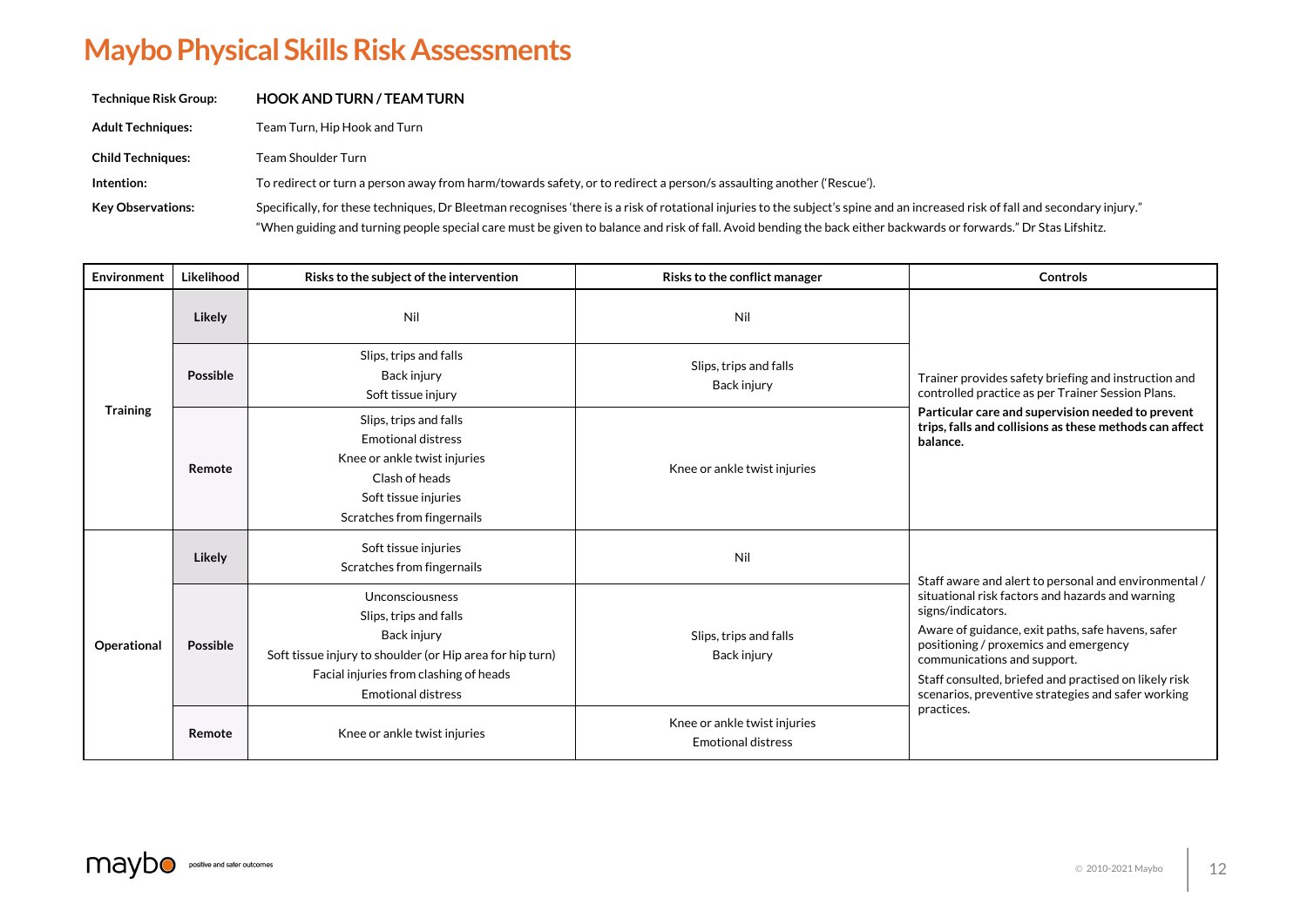# Maybo Physical Skills Risk Assessments

**Technique Risk Group:** **HOOK AND TURN / TEAM TURN**

**Adult Techniques:** Team Turn, Hip Hook and Turn

**Child Techniques:** Team Shoulder Turn

**Intention:** To redirect or turn a person away from harm/towards safety, or to redirect a person/s assaulting another ('Rescue').

**Key Observations:** Specifically, for these techniques, Dr Bleetman recognises 'there is a risk of rotational injuries to the subject's spine and an increased risk of fall and secondary injury."
"When guiding and turning people special care must be given to balance and risk of fall. Avoid bending the back either backwards or forwards." Dr Stas Lifshitz.

| Environment | Likelihood | Risks to the subject of the intervention | Risks to the conflict manager | Controls |
|---|---|---|---|---|
| Training | Likely | Nil | Nil | Trainer provides safety briefing and instruction and controlled practice as per Trainer Session Plans. **Particular care and supervision needed to prevent trips, falls and collisions as these methods can affect balance.** |
| | Possible | Slips, trips and falls<br>Back injury<br>Soft tissue injury | Slips, trips and falls<br>Back injury | |
| | Remote | Slips, trips and falls<br>Emotional distress<br>Knee or ankle twist injuries<br>Clash of heads<br>Soft tissue injuries<br>Scratches from fingernails | Knee or ankle twist injuries | |
| Operational | Likely | Soft tissue injuries<br>Scratches from fingernails | Nil | Staff aware and alert to personal and environmental / situational risk factors and hazards and warning signs/indicators.<br>Aware of guidance, exit paths, safe havens, safer positioning / proxemics and emergency communications and support.<br>Staff consulted, briefed and practised on likely risk scenarios, preventive strategies and safer working practices. |
| | Possible | Unconsciousness<br>Slips, trips and falls<br>Back injury<br>Soft tissue injury to shoulder (or Hip area for hip turn)<br>Facial injuries from clashing of heads<br>Emotional distress | Slips, trips and falls<br>Back injury | |
| | Remote | Knee or ankle twist injuries | Knee or ankle twist injuries<br>Emotional distress | |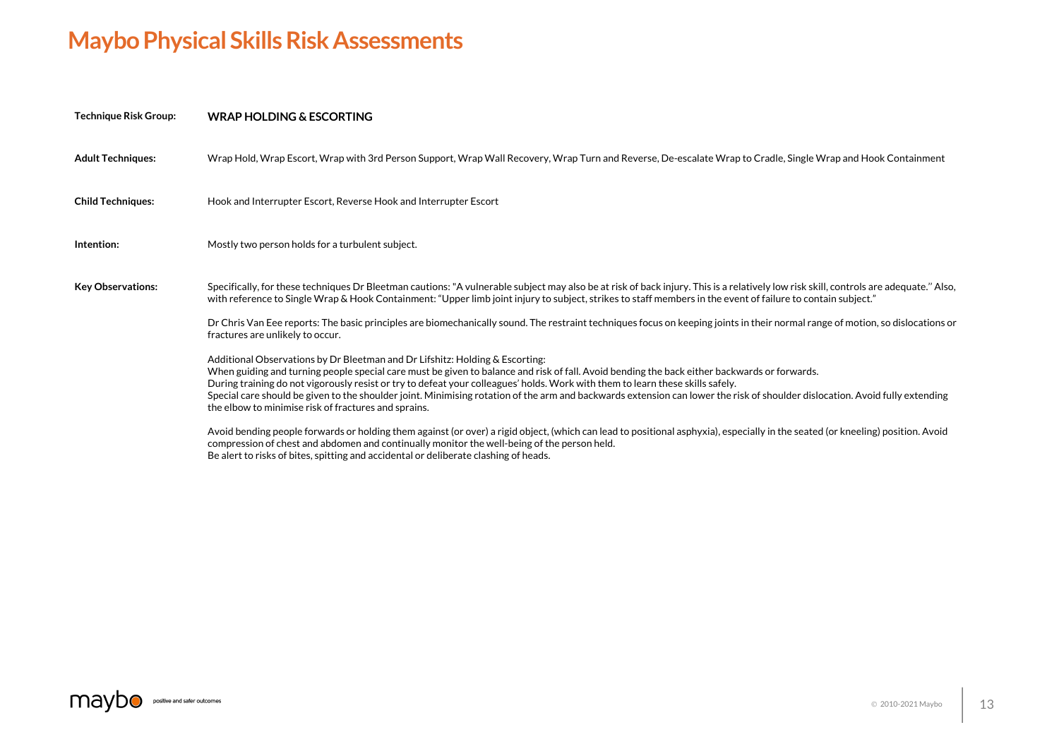# Maybo Physical Skills Risk Assessments

**Technique Risk Group:** **WRAP HOLDING & ESCORTING**

**Adult Techniques:** Wrap Hold, Wrap Escort, Wrap with 3rd Person Support, Wrap Wall Recovery, Wrap Turn and Reverse, De-escalate Wrap to Cradle, Single Wrap and Hook Containment

**Child Techniques:** Hook and Interrupter Escort, Reverse Hook and Interrupter Escort

**Intention:** Mostly two person holds for a turbulent subject.

**Key Observations:**

Specifically, for these techniques Dr Bleetman cautions: "A vulnerable subject may also be at risk of back injury. This is a relatively low risk skill, controls are adequate." Also, with reference to Single Wrap & Hook Containment: "Upper limb joint injury to subject, strikes to staff members in the event of failure to contain subject."

Dr Chris Van Eee reports: The basic principles are biomechanically sound. The restraint techniques focus on keeping joints in their normal range of motion, so dislocations or fractures are unlikely to occur.

Additional Observations by Dr Bleetman and Dr Lifshitz: Holding & Escorting:
When guiding and turning people special care must be given to balance and risk of fall. Avoid bending the back either backwards or forwards.
During training do not vigorously resist or try to defeat your colleagues' holds. Work with them to learn these skills safely.
Special care should be given to the shoulder joint. Minimising rotation of the arm and backwards extension can lower the risk of shoulder dislocation. Avoid fully extending the elbow to minimise risk of fractures and sprains.

Avoid bending people forwards or holding them against (or over) a rigid object, (which can lead to positional asphyxia), especially in the seated (or kneeling) position. Avoid compression of chest and abdomen and continually monitor the well-being of the person held.
Be alert to risks of bites, spitting and accidental or deliberate clashing of heads.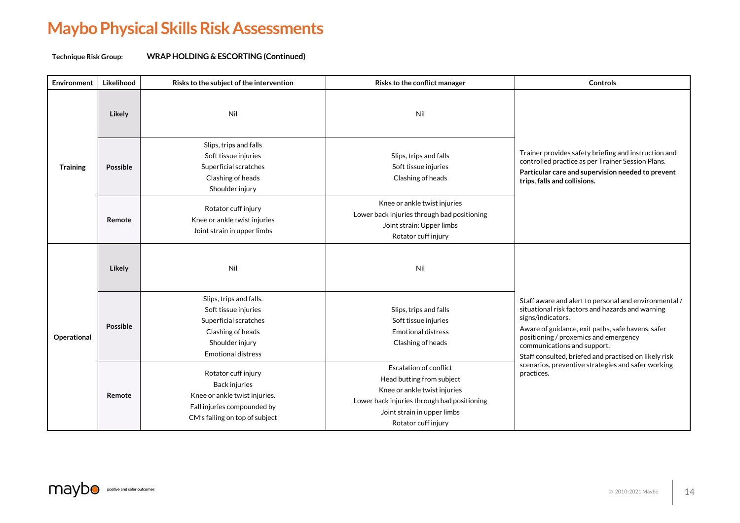# Maybo Physical Skills Risk Assessments

**Technique Risk Group:** **WRAP HOLDING & ESCORTING (Continued)**

| Environment | Likelihood | Risks to the subject of the intervention | Risks to the conflict manager | Controls |
|---|---|---|---|---|
| **Training** | **Likely** | Nil | Nil | Trainer provides safety briefing and instruction and controlled practice as per Trainer Session Plans.<br>**Particular care and supervision needed to prevent trips, falls and collisions.** |
| | **Possible** | Slips, trips and falls<br>Soft tissue injuries<br>Superficial scratches<br>Clashing of heads<br>Shoulder injury | Slips, trips and falls<br>Soft tissue injuries<br>Clashing of heads | |
| | **Remote** | Rotator cuff injury<br>Knee or ankle twist injuries<br>Joint strain in upper limbs | Knee or ankle twist injuries<br>Lower back injuries through bad positioning<br>Joint strain: Upper limbs<br>Rotator cuff injury | |
| **Operational** | **Likely** | Nil | Nil | Staff aware and alert to personal and environmental / situational risk factors and hazards and warning signs/indicators.<br>Aware of guidance, exit paths, safe havens, safer positioning / proxemics and emergency communications and support.<br>Staff consulted, briefed and practised on likely risk scenarios, preventive strategies and safer working practices. |
| | **Possible** | Slips, trips and falls.<br>Soft tissue injuries<br>Superficial scratches<br>Clashing of heads<br>Shoulder injury<br>Emotional distress | Slips, trips and falls<br>Soft tissue injuries<br>Emotional distress<br>Clashing of heads | |
| | **Remote** | Rotator cuff injury<br>Back injuries<br>Knee or ankle twist injuries.<br>Fall injuries compounded by CM's falling on top of subject | Escalation of conflict<br>Head butting from subject<br>Knee or ankle twist injuries<br>Lower back injuries through bad positioning<br>Joint strain in upper limbs<br>Rotator cuff injury | |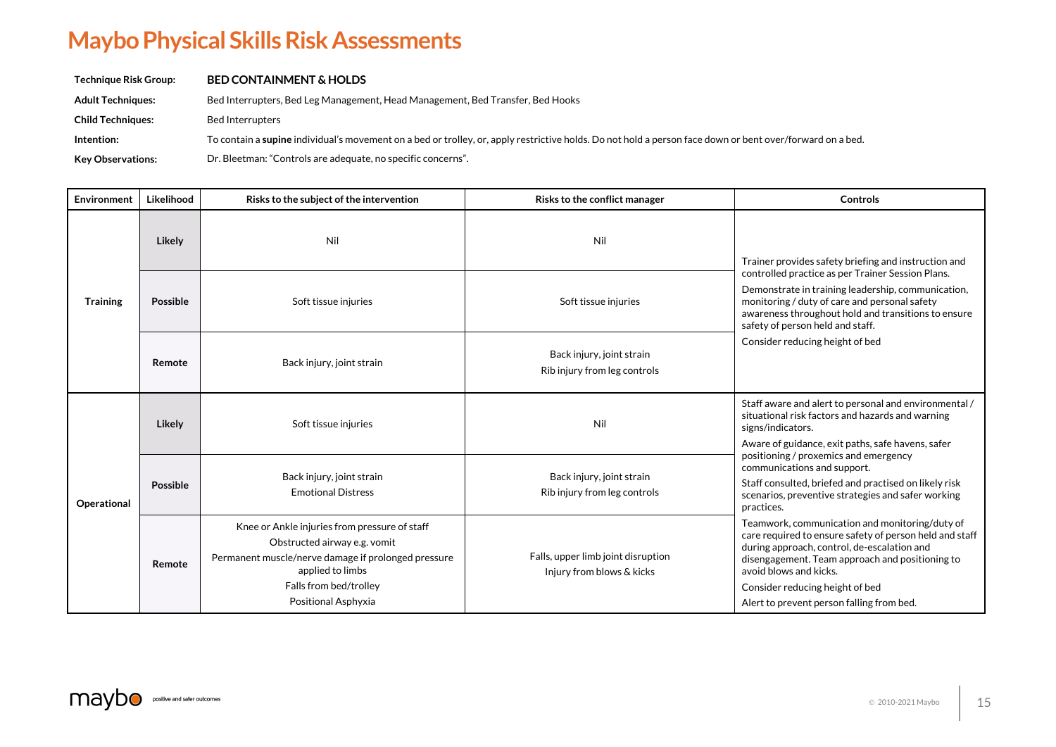# Maybo Physical Skills Risk Assessments

**Technique Risk Group:** **BED CONTAINMENT & HOLDS**

**Adult Techniques:** Bed Interrupters, Bed Leg Management, Head Management, Bed Transfer, Bed Hooks

**Child Techniques:** Bed Interrupters

**Intention:** To contain a **supine** individual's movement on a bed or trolley, or, apply restrictive holds. Do not hold a person face down or bent over/forward on a bed.

**Key Observations:** Dr. Bleetman: "Controls are adequate, no specific concerns".

| Environment | Likelihood | Risks to the subject of the intervention | Risks to the conflict manager | Controls |
|---|---|---|---|---|
| Training | Likely | Nil | Nil | Trainer provides safety briefing and instruction and controlled practice as per Trainer Session Plans.<br>Demonstrate in training leadership, communication, monitoring / duty of care and personal safety awareness throughout hold and transitions to ensure safety of person held and staff.<br>Consider reducing height of bed |
| | Possible | Soft tissue injuries | Soft tissue injuries | |
| | Remote | Back injury, joint strain | Back injury, joint strain<br>Rib injury from leg controls | |
| Operational | Likely | Soft tissue injuries | Nil | Staff aware and alert to personal and environmental / situational risk factors and hazards and warning signs/indicators.<br>Aware of guidance, exit paths, safe havens, safer positioning / proxemics and emergency communications and support.<br>Staff consulted, briefed and practised on likely risk scenarios, preventive strategies and safer working practices.<br>Teamwork, communication and monitoring/duty of care required to ensure safety of person held and staff during approach, control, de-escalation and disengagement. Team approach and positioning to avoid blows and kicks.<br>Consider reducing height of bed<br>Alert to prevent person falling from bed. |
| | Possible | Back injury, joint strain<br>Emotional Distress | Back injury, joint strain<br>Rib injury from leg controls | |
| | Remote | Knee or Ankle injuries from pressure of staff<br>Obstructed airway e.g. vomit<br>Permanent muscle/nerve damage if prolonged pressure applied to limbs<br>Falls from bed/trolley<br>Positional Asphyxia | Falls, upper limb joint disruption<br>Injury from blows & kicks | |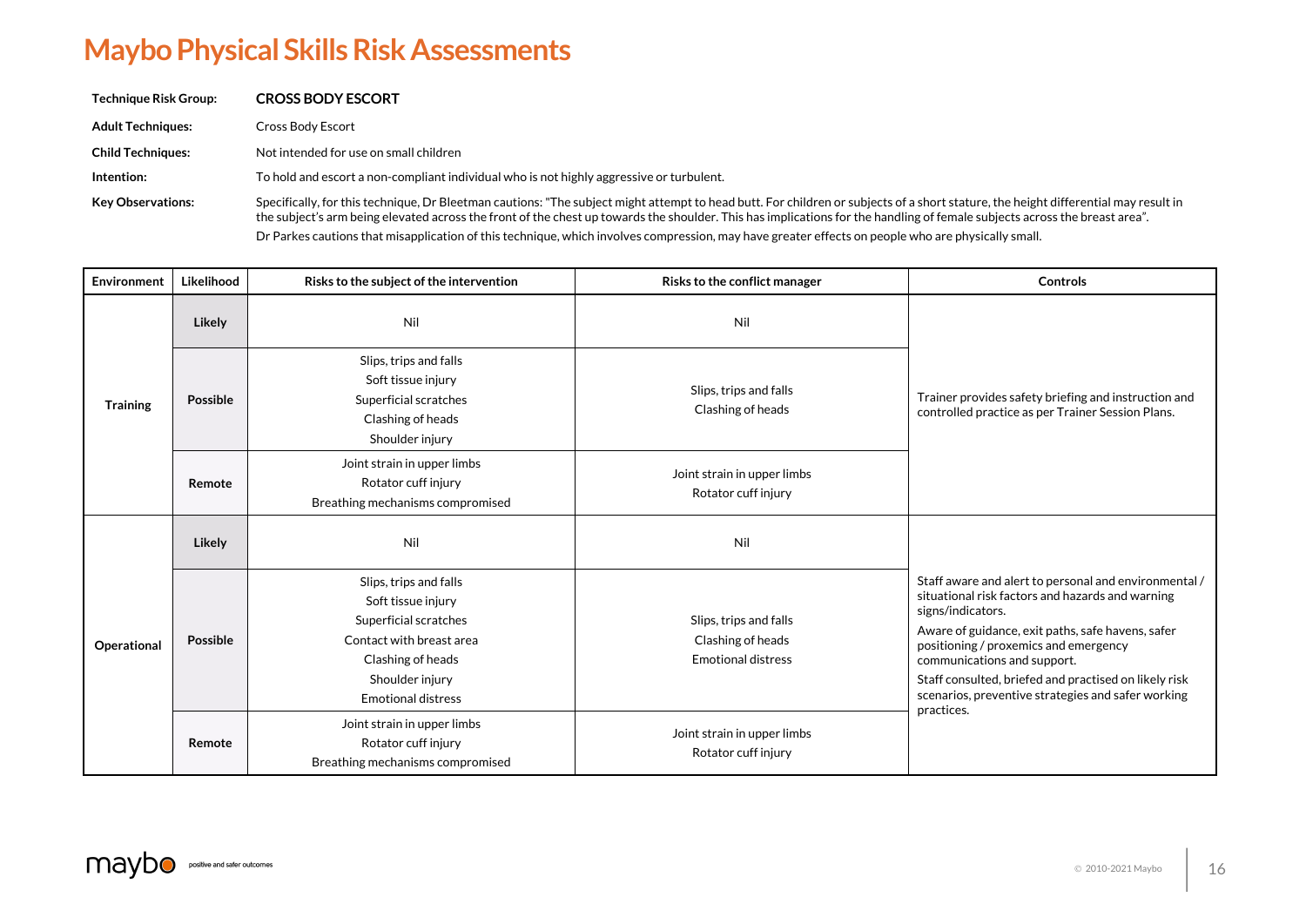# Maybo Physical Skills Risk Assessments

**Technique Risk Group:** **CROSS BODY ESCORT**

**Adult Techniques:** Cross Body Escort

**Child Techniques:** Not intended for use on small children

**Intention:** To hold and escort a non-compliant individual who is not highly aggressive or turbulent.

**Key Observations:** Specifically, for this technique, Dr Bleetman cautions: "The subject might attempt to head butt. For children or subjects of a short stature, the height differential may result in the subject's arm being elevated across the front of the chest up towards the shoulder. This has implications for the handling of female subjects across the breast area".

Dr Parkes cautions that misapplication of this technique, which involves compression, may have greater effects on people who are physically small.

| Environment | Likelihood | Risks to the subject of the intervention | Risks to the conflict manager | Controls |
|---|---|---|---|---|
| Training | Likely | Nil | Nil | Trainer provides safety briefing and instruction and controlled practice as per Trainer Session Plans. |
| | Possible | Slips, trips and falls<br>Soft tissue injury<br>Superficial scratches<br>Clashing of heads<br>Shoulder injury | Slips, trips and falls<br>Clashing of heads | |
| | Remote | Joint strain in upper limbs<br>Rotator cuff injury<br>Breathing mechanisms compromised | Joint strain in upper limbs<br>Rotator cuff injury | |
| Operational | Likely | Nil | Nil | Staff aware and alert to personal and environmental / situational risk factors and hazards and warning signs/indicators.<br>Aware of guidance, exit paths, safe havens, safer positioning / proxemics and emergency communications and support.<br>Staff consulted, briefed and practised on likely risk scenarios, preventive strategies and safer working practices. |
| | Possible | Slips, trips and falls<br>Soft tissue injury<br>Superficial scratches<br>Contact with breast area<br>Clashing of heads<br>Shoulder injury<br>Emotional distress | Slips, trips and falls<br>Clashing of heads<br>Emotional distress | |
| | Remote | Joint strain in upper limbs<br>Rotator cuff injury<br>Breathing mechanisms compromised | Joint strain in upper limbs<br>Rotator cuff injury | |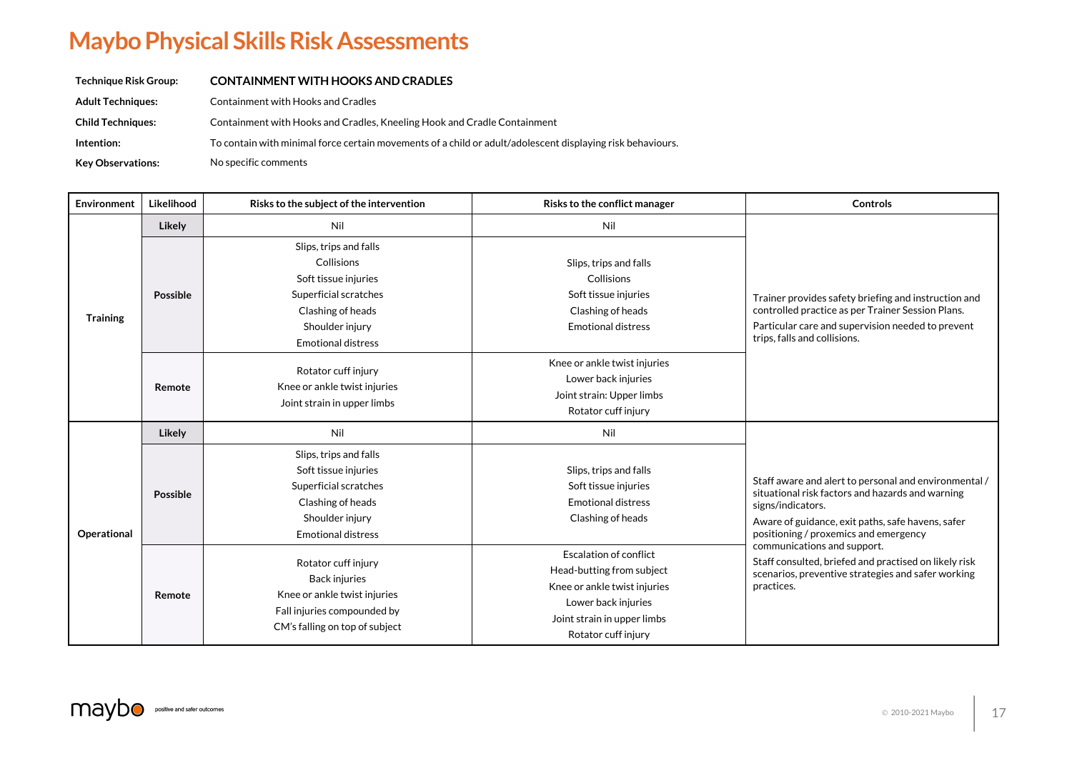# Maybo Physical Skills Risk Assessments

| | |
|---|---|
| **Technique Risk Group:** | **CONTAINMENT WITH HOOKS AND CRADLES** |
| **Adult Techniques:** | Containment with Hooks and Cradles |
| **Child Techniques:** | Containment with Hooks and Cradles, Kneeling Hook and Cradle Containment |
| **Intention:** | To contain with minimal force certain movements of a child or adult/adolescent displaying risk behaviours. |
| **Key Observations:** | No specific comments |

| Environment | Likelihood | Risks to the subject of the intervention | Risks to the conflict manager | Controls |
|---|---|---|---|---|
| **Training** | **Likely** | Nil | Nil | Trainer provides safety briefing and instruction and controlled practice as per Trainer Session Plans.<br>Particular care and supervision needed to prevent trips, falls and collisions. |
| | **Possible** | Slips, trips and falls<br>Collisions<br>Soft tissue injuries<br>Superficial scratches<br>Clashing of heads<br>Shoulder injury<br>Emotional distress | Slips, trips and falls<br>Collisions<br>Soft tissue injuries<br>Clashing of heads<br>Emotional distress | |
| | **Remote** | Rotator cuff injury<br>Knee or ankle twist injuries<br>Joint strain in upper limbs | Knee or ankle twist injuries<br>Lower back injuries<br>Joint strain: Upper limbs<br>Rotator cuff injury | |
| **Operational** | **Likely** | Nil | Nil | Staff aware and alert to personal and environmental / situational risk factors and hazards and warning signs/indicators.<br>Aware of guidance, exit paths, safe havens, safer positioning / proxemics and emergency communications and support.<br>Staff consulted, briefed and practised on likely risk scenarios, preventive strategies and safer working practices. |
| | **Possible** | Slips, trips and falls<br>Soft tissue injuries<br>Superficial scratches<br>Clashing of heads<br>Shoulder injury<br>Emotional distress | Slips, trips and falls<br>Soft tissue injuries<br>Emotional distress<br>Clashing of heads | |
| | **Remote** | Rotator cuff injury<br>Back injuries<br>Knee or ankle twist injuries<br>Fall injuries compounded by CM's falling on top of subject | Escalation of conflict<br>Head-butting from subject<br>Knee or ankle twist injuries<br>Lower back injuries<br>Joint strain in upper limbs<br>Rotator cuff injury | |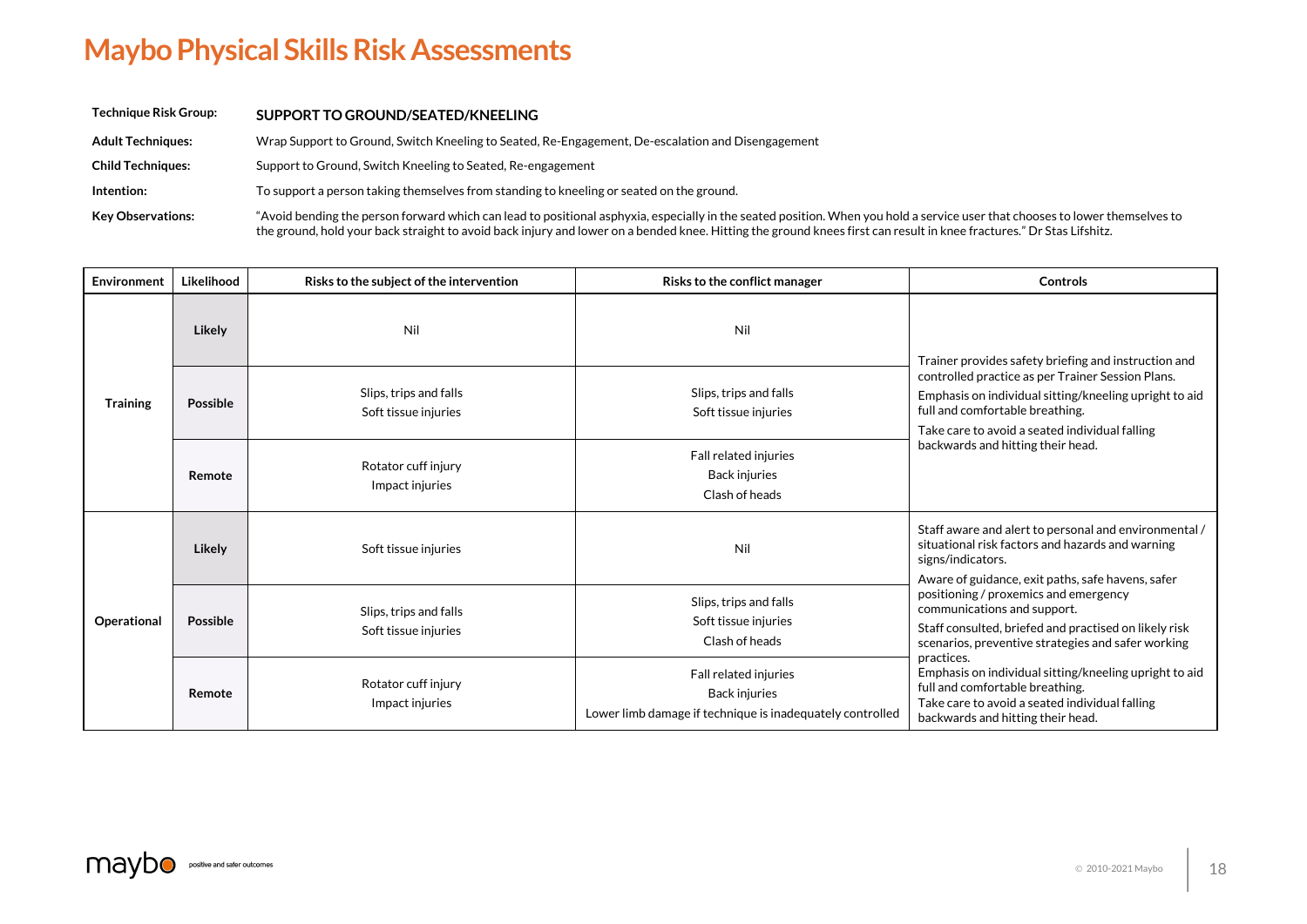# Maybo Physical Skills Risk Assessments

**Technique Risk Group:** **SUPPORT TO GROUND/SEATED/KNEELING**

**Adult Techniques:** Wrap Support to Ground, Switch Kneeling to Seated, Re-Engagement, De-escalation and Disengagement

**Child Techniques:** Support to Ground, Switch Kneeling to Seated, Re-engagement

**Intention:** To support a person taking themselves from standing to kneeling or seated on the ground.

**Key Observations:** "Avoid bending the person forward which can lead to positional asphyxia, especially in the seated position. When you hold a service user that chooses to lower themselves to the ground, hold your back straight to avoid back injury and lower on a bended knee. Hitting the ground knees first can result in knee fractures." Dr Stas Lifshitz.

| Environment | Likelihood | Risks to the subject of the intervention | Risks to the conflict manager | Controls |
|---|---|---|---|---|
| Training | Likely | Nil | Nil | Trainer provides safety briefing and instruction and controlled practice as per Trainer Session Plans.<br>Emphasis on individual sitting/kneeling upright to aid full and comfortable breathing.<br>Take care to avoid a seated individual falling backwards and hitting their head. |
| | Possible | Slips, trips and falls<br>Soft tissue injuries | Slips, trips and falls<br>Soft tissue injuries | |
| | Remote | Rotator cuff injury<br>Impact injuries | Fall related injuries<br>Back injuries<br>Clash of heads | |
| Operational | Likely | Soft tissue injuries | Nil | Staff aware and alert to personal and environmental / situational risk factors and hazards and warning signs/indicators.<br>Aware of guidance, exit paths, safe havens, safer positioning / proxemics and emergency communications and support.<br>Staff consulted, briefed and practised on likely risk scenarios, preventive strategies and safer working practices.<br>Emphasis on individual sitting/kneeling upright to aid full and comfortable breathing.<br>Take care to avoid a seated individual falling backwards and hitting their head. |
| | Possible | Slips, trips and falls<br>Soft tissue injuries | Slips, trips and falls<br>Soft tissue injuries<br>Clash of heads | |
| | Remote | Rotator cuff injury<br>Impact injuries | Fall related injuries<br>Back injuries<br>Lower limb damage if technique is inadequately controlled | |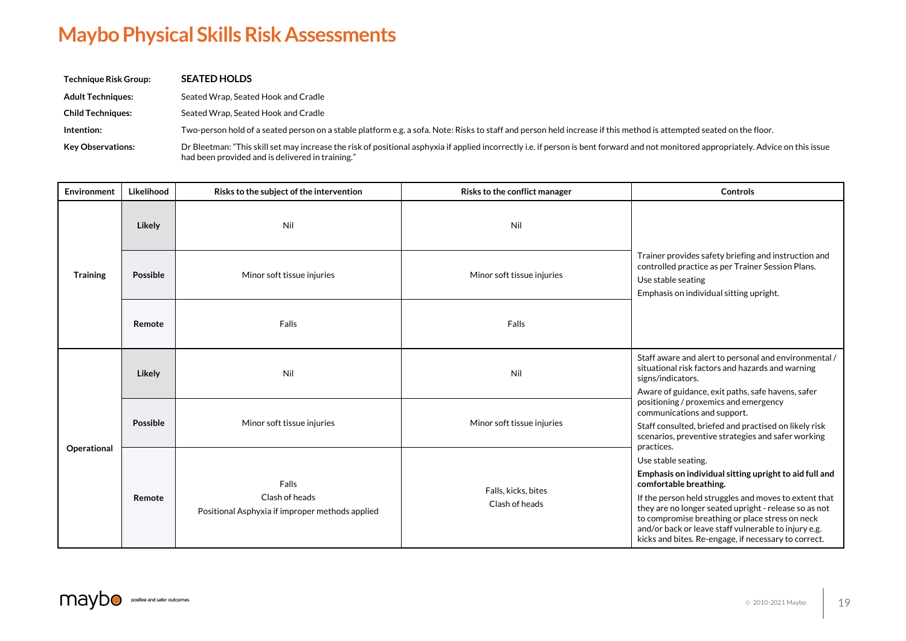# Maybo Physical Skills Risk Assessments

**Technique Risk Group:** **SEATED HOLDS**

**Adult Techniques:** Seated Wrap, Seated Hook and Cradle

**Child Techniques:** Seated Wrap, Seated Hook and Cradle

**Intention:** Two-person hold of a seated person on a stable platform e.g. a sofa. Note: Risks to staff and person held increase if this method is attempted seated on the floor.

**Key Observations:** Dr Bleetman: "This skill set may increase the risk of positional asphyxia if applied incorrectly i.e. if person is bent forward and not monitored appropriately. Advice on this issue had been provided and is delivered in training."

| Environment | Likelihood | Risks to the subject of the intervention | Risks to the conflict manager | Controls |
|---|---|---|---|---|
| **Training** | **Likely** | Nil | Nil | Trainer provides safety briefing and instruction and controlled practice as per Trainer Session Plans.<br>Use stable seating<br>Emphasis on individual sitting upright. |
| | **Possible** | Minor soft tissue injuries | Minor soft tissue injuries | |
| | **Remote** | Falls | Falls | |
| **Operational** | **Likely** | Nil | Nil | Staff aware and alert to personal and environmental / situational risk factors and hazards and warning signs/indicators.<br>Aware of guidance, exit paths, safe havens, safer positioning / proxemics and emergency communications and support.<br>Staff consulted, briefed and practised on likely risk scenarios, preventive strategies and safer working practices.<br>Use stable seating.<br>**Emphasis on individual sitting upright to aid full and comfortable breathing.**<br>If the person held struggles and moves to extent that they are no longer seated upright - release so as not to compromise breathing or place stress on neck and/or back or leave staff vulnerable to injury e.g. kicks and bites. Re-engage, if necessary to correct. |
| | **Possible** | Minor soft tissue injuries | Minor soft tissue injuries | |
| | **Remote** | Falls<br>Clash of heads<br>Positional Asphyxia if improper methods applied | Falls, kicks, bites<br>Clash of heads | |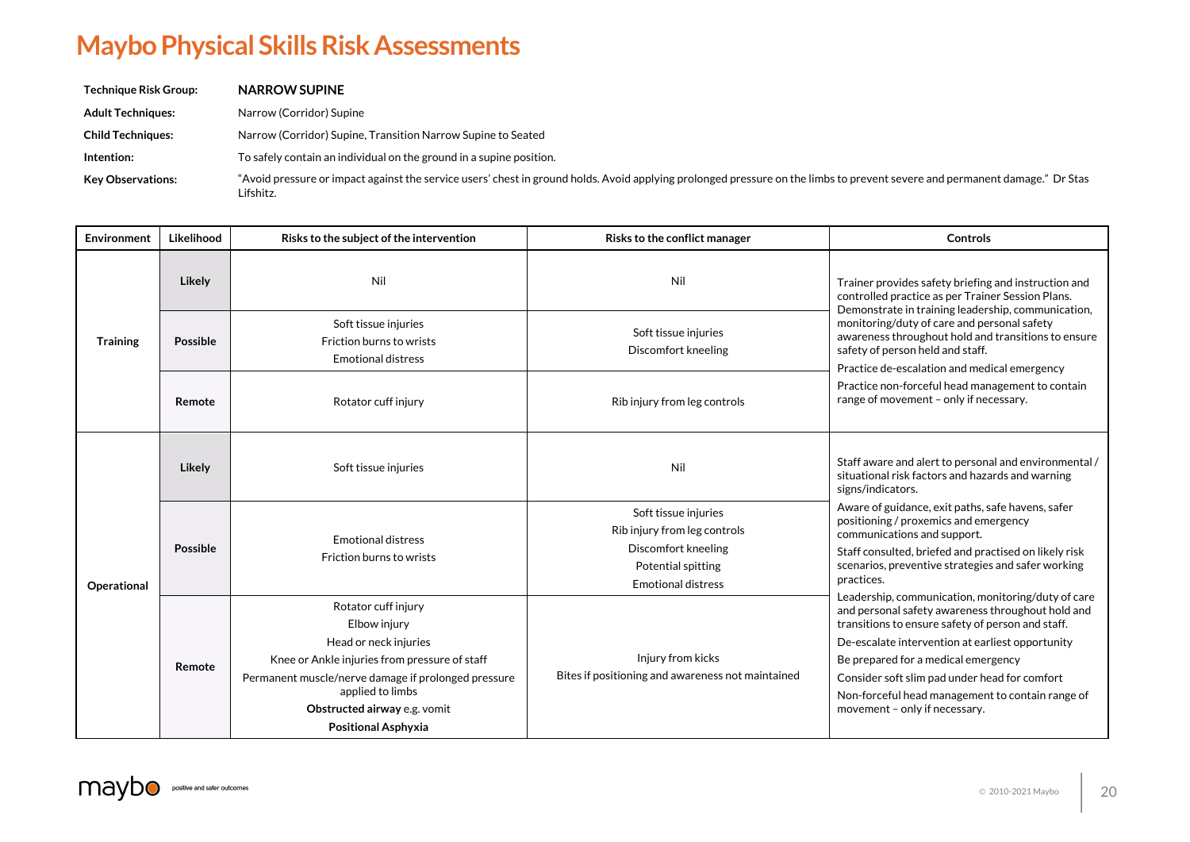# Maybo Physical Skills Risk Assessments

**Technique Risk Group:** **NARROW SUPINE**

**Adult Techniques:** Narrow (Corridor) Supine

**Child Techniques:** Narrow (Corridor) Supine, Transition Narrow Supine to Seated

**Intention:** To safely contain an individual on the ground in a supine position.

**Key Observations:** "Avoid pressure or impact against the service users' chest in ground holds. Avoid applying prolonged pressure on the limbs to prevent severe and permanent damage." Dr Stas Lifshitz.

| Environment | Likelihood | Risks to the subject of the intervention | Risks to the conflict manager | Controls |
|---|---|---|---|---|
| **Training** | **Likely** | Nil | Nil | Trainer provides safety briefing and instruction and controlled practice as per Trainer Session Plans. Demonstrate in training leadership, communication, monitoring/duty of care and personal safety awareness throughout hold and transitions to ensure safety of person held and staff.<br>Practice de-escalation and medical emergency<br>Practice non-forceful head management to contain range of movement – only if necessary. |
| | **Possible** | Soft tissue injuries<br>Friction burns to wrists<br>Emotional distress | Soft tissue injuries<br>Discomfort kneeling | |
| | **Remote** | Rotator cuff injury | Rib injury from leg controls | |
| **Operational** | **Likely** | Soft tissue injuries | Nil | Staff aware and alert to personal and environmental / situational risk factors and hazards and warning signs/indicators.<br>Aware of guidance, exit paths, safe havens, safer positioning / proxemics and emergency communications and support.<br>Staff consulted, briefed and practised on likely risk scenarios, preventive strategies and safer working practices.<br>Leadership, communication, monitoring/duty of care and personal safety awareness throughout hold and transitions to ensure safety of person and staff.<br>De-escalate intervention at earliest opportunity<br>Be prepared for a medical emergency<br>Consider soft slim pad under head for comfort<br>Non-forceful head management to contain range of movement – only if necessary. |
| | **Possible** | Emotional distress<br>Friction burns to wrists | Soft tissue injuries<br>Rib injury from leg controls<br>Discomfort kneeling<br>Potential spitting<br>Emotional distress | |
| | **Remote** | Rotator cuff injury<br>Elbow injury<br>Head or neck injuries<br>Knee or Ankle injuries from pressure of staff<br>Permanent muscle/nerve damage if prolonged pressure applied to limbs<br>**Obstructed airway** e.g. vomit<br>**Positional Asphyxia** | Injury from kicks<br>Bites if positioning and awareness not maintained | |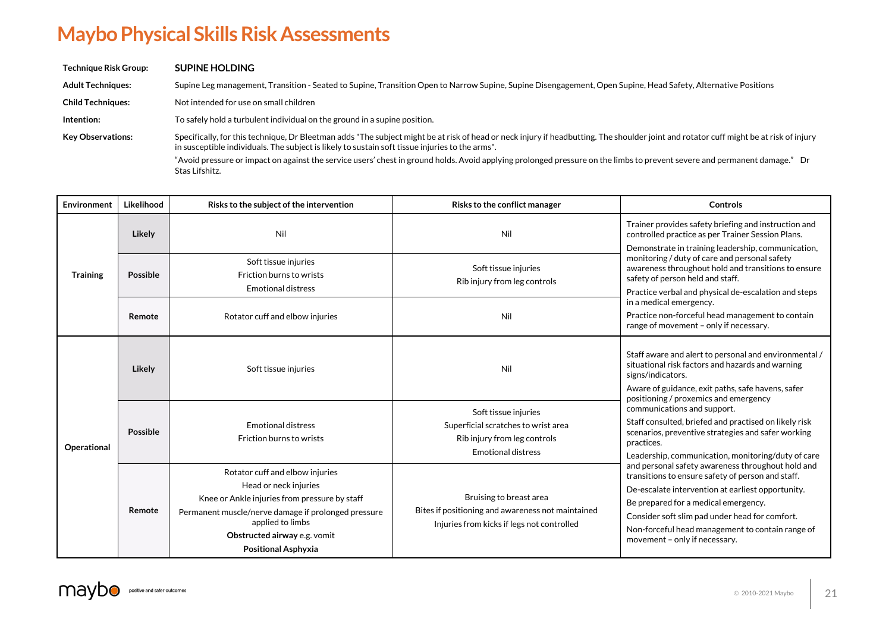# Maybo Physical Skills Risk Assessments

| | |
|---|---|
| **Technique Risk Group:** | **SUPINE HOLDING** |
| **Adult Techniques:** | Supine Leg management, Transition - Seated to Supine, Transition Open to Narrow Supine, Supine Disengagement, Open Supine, Head Safety, Alternative Positions |
| **Child Techniques:** | Not intended for use on small children |
| **Intention:** | To safely hold a turbulent individual on the ground in a supine position. |
| **Key Observations:** | Specifically, for this technique, Dr Bleetman adds "The subject might be at risk of head or neck injury if headbutting. The shoulder joint and rotator cuff might be at risk of injury in susceptible individuals. The subject is likely to sustain soft tissue injuries to the arms". "Avoid pressure or impact on against the service users' chest in ground holds. Avoid applying prolonged pressure on the limbs to prevent severe and permanent damage." Dr Stas Lifshitz. |

| Environment | Likelihood | Risks to the subject of the intervention | Risks to the conflict manager | Controls |
|---|---|---|---|---|
| **Training** | **Likely** | Nil | Nil | Trainer provides safety briefing and instruction and controlled practice as per Trainer Session Plans.<br>Demonstrate in training leadership, communication, monitoring / duty of care and personal safety awareness throughout hold and transitions to ensure safety of person held and staff.<br>Practice verbal and physical de-escalation and steps in a medical emergency.<br>Practice non-forceful head management to contain range of movement – only if necessary. |
| | **Possible** | Soft tissue injuries<br>Friction burns to wrists<br>Emotional distress | Soft tissue injuries<br>Rib injury from leg controls | |
| | **Remote** | Rotator cuff and elbow injuries | Nil | |
| **Operational** | **Likely** | Soft tissue injuries | Nil | Staff aware and alert to personal and environmental / situational risk factors and hazards and warning signs/indicators.<br>Aware of guidance, exit paths, safe havens, safer positioning / proxemics and emergency communications and support.<br>Staff consulted, briefed and practised on likely risk scenarios, preventive strategies and safer working practices.<br>Leadership, communication, monitoring/duty of care and personal safety awareness throughout hold and transitions to ensure safety of person and staff.<br>De-escalate intervention at earliest opportunity.<br>Be prepared for a medical emergency.<br>Consider soft slim pad under head for comfort.<br>Non-forceful head management to contain range of movement – only if necessary. |
| | **Possible** | Emotional distress<br>Friction burns to wrists | Soft tissue injuries<br>Superficial scratches to wrist area<br>Rib injury from leg controls<br>Emotional distress | |
| | **Remote** | Rotator cuff and elbow injuries<br>Head or neck injuries<br>Knee or Ankle injuries from pressure by staff<br>Permanent muscle/nerve damage if prolonged pressure applied to limbs<br>**Obstructed airway** e.g. vomit<br>**Positional Asphyxia** | Bruising to breast area<br>Bites if positioning and awareness not maintained<br>Injuries from kicks if legs not controlled | |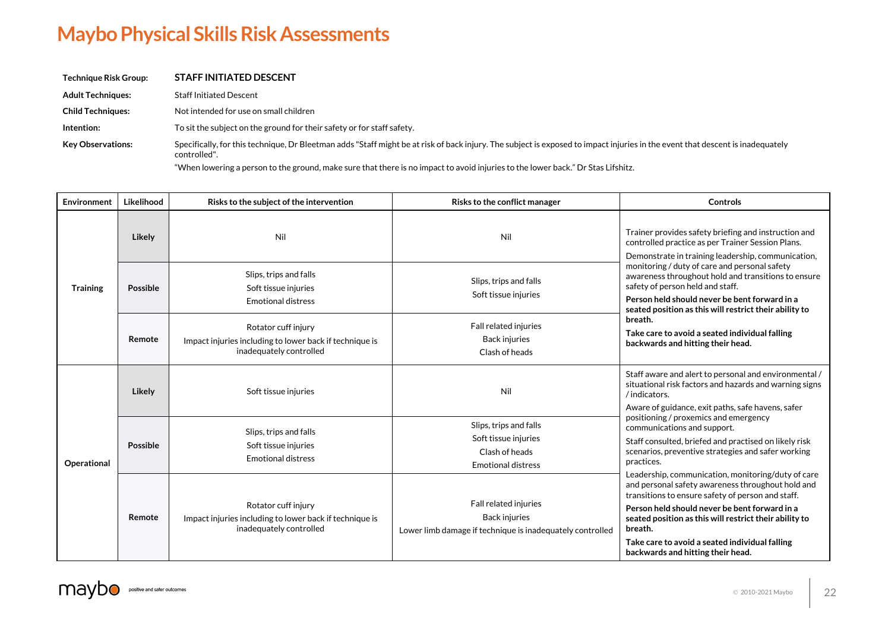# Maybo Physical Skills Risk Assessments

| | |
|---|---|
| **Technique Risk Group:** | **STAFF INITIATED DESCENT** |
| **Adult Techniques:** | Staff Initiated Descent |
| **Child Techniques:** | Not intended for use on small children |
| **Intention:** | To sit the subject on the ground for their safety or for staff safety. |
| **Key Observations:** | Specifically, for this technique, Dr Bleetman adds "Staff might be at risk of back injury. The subject is exposed to impact injuries in the event that descent is inadequately controlled".<br>"When lowering a person to the ground, make sure that there is no impact to avoid injuries to the lower back." Dr Stas Lifshitz. |

| Environment | Likelihood | Risks to the subject of the intervention | Risks to the conflict manager | Controls |
|---|---|---|---|---|
| **Training** | **Likely** | Nil | Nil | Trainer provides safety briefing and instruction and controlled practice as per Trainer Session Plans.<br>Demonstrate in training leadership, communication, monitoring / duty of care and personal safety awareness throughout hold and transitions to ensure safety of person held and staff.<br>**Person held should never be bent forward in a seated position as this will restrict their ability to breath.**<br>**Take care to avoid a seated individual falling backwards and hitting their head.** |
| | **Possible** | Slips, trips and falls<br>Soft tissue injuries<br>Emotional distress | Slips, trips and falls<br>Soft tissue injuries | |
| | **Remote** | Rotator cuff injury<br>Impact injuries including to lower back if technique is inadequately controlled | Fall related injuries<br>Back injuries<br>Clash of heads | |
| **Operational** | **Likely** | Soft tissue injuries | Nil | Staff aware and alert to personal and environmental / situational risk factors and hazards and warning signs / indicators.<br>Aware of guidance, exit paths, safe havens, safer positioning / proxemics and emergency communications and support.<br>Staff consulted, briefed and practised on likely risk scenarios, preventive strategies and safer working practices.<br>Leadership, communication, monitoring/duty of care and personal safety awareness throughout hold and transitions to ensure safety of person and staff.<br>**Person held should never be bent forward in a seated position as this will restrict their ability to breath.**<br>**Take care to avoid a seated individual falling backwards and hitting their head.** |
| | **Possible** | Slips, trips and falls<br>Soft tissue injuries<br>Emotional distress | Slips, trips and falls<br>Soft tissue injuries<br>Clash of heads<br>Emotional distress | |
| | **Remote** | Rotator cuff injury<br>Impact injuries including to lower back if technique is inadequately controlled | Fall related injuries<br>Back injuries<br>Lower limb damage if technique is inadequately controlled | |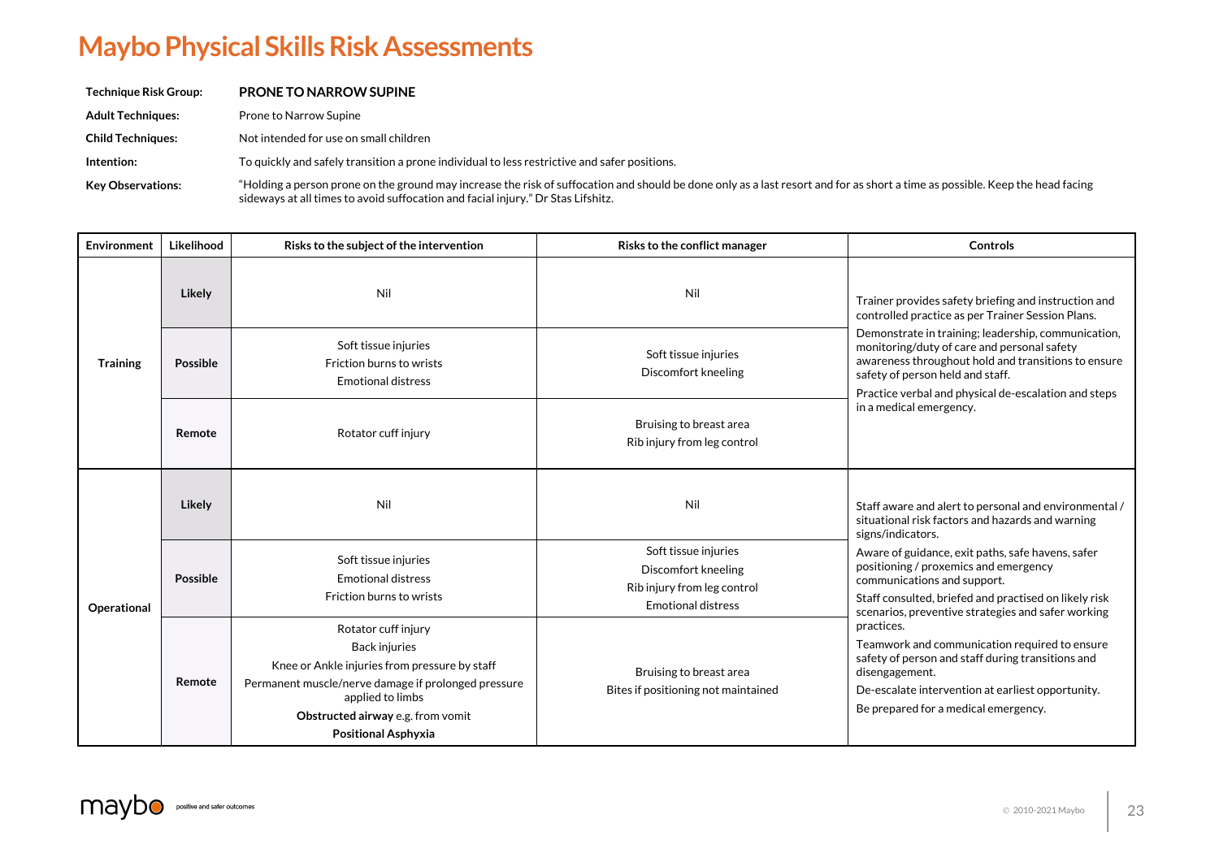# Maybo Physical Skills Risk Assessments

| | |
|---|---|
| **Technique Risk Group:** | **PRONE TO NARROW SUPINE** |
| **Adult Techniques:** | Prone to Narrow Supine |
| **Child Techniques:** | Not intended for use on small children |
| **Intention:** | To quickly and safely transition a prone individual to less restrictive and safer positions. |
| **Key Observations:** | "Holding a person prone on the ground may increase the risk of suffocation and should be done only as a last resort and for as short a time as possible. Keep the head facing sideways at all times to avoid suffocation and facial injury." Dr Stas Lifshitz. |

| Environment | Likelihood | Risks to the subject of the intervention | Risks to the conflict manager | Controls |
|---|---|---|---|---|
| **Training** | **Likely** | Nil | Nil | Trainer provides safety briefing and instruction and controlled practice as per Trainer Session Plans.<br>Demonstrate in training; leadership, communication, monitoring/duty of care and personal safety awareness throughout hold and transitions to ensure safety of person held and staff.<br>Practice verbal and physical de-escalation and steps in a medical emergency. |
| | **Possible** | Soft tissue injuries<br>Friction burns to wrists<br>Emotional distress | Soft tissue injuries<br>Discomfort kneeling | |
| | **Remote** | Rotator cuff injury | Bruising to breast area<br>Rib injury from leg control | |
| **Operational** | **Likely** | Nil | Nil | Staff aware and alert to personal and environmental / situational risk factors and hazards and warning signs/indicators.<br>Aware of guidance, exit paths, safe havens, safer positioning / proxemics and emergency communications and support.<br>Staff consulted, briefed and practised on likely risk scenarios, preventive strategies and safer working practices.<br>Teamwork and communication required to ensure safety of person and staff during transitions and disengagement.<br>De-escalate intervention at earliest opportunity.<br>Be prepared for a medical emergency. |
| | **Possible** | Soft tissue injuries<br>Emotional distress<br>Friction burns to wrists | Soft tissue injuries<br>Discomfort kneeling<br>Rib injury from leg control<br>Emotional distress | |
| | **Remote** | Rotator cuff injury<br>Back injuries<br>Knee or Ankle injuries from pressure by staff<br>Permanent muscle/nerve damage if prolonged pressure applied to limbs<br>**Obstructed airway** e.g. from vomit<br>**Positional Asphyxia** | Bruising to breast area<br>Bites if positioning not maintained | |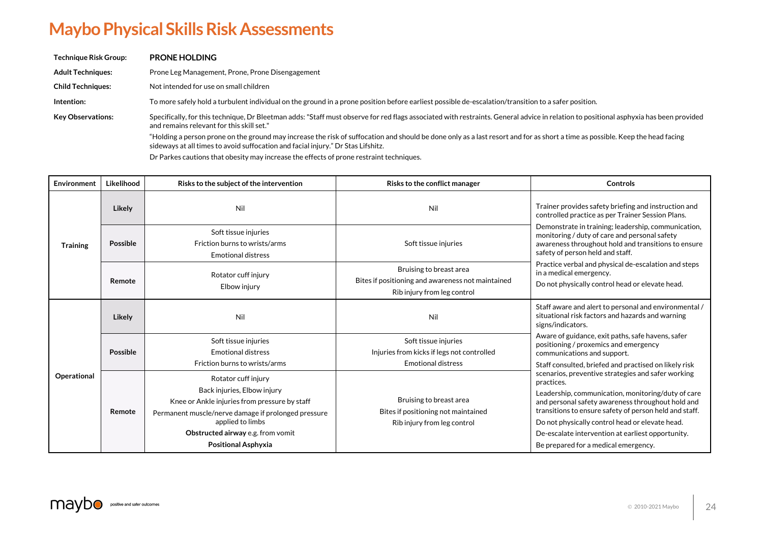# Maybo Physical Skills Risk Assessments

| | |
|---|---|
| **Technique Risk Group:** | **PRONE HOLDING** |
| **Adult Techniques:** | Prone Leg Management, Prone, Prone Disengagement |
| **Child Techniques:** | Not intended for use on small children |
| **Intention:** | To more safely hold a turbulent individual on the ground in a prone position before earliest possible de-escalation/transition to a safer position. |
| **Key Observations:** | Specifically, for this technique, Dr Bleetman adds: "Staff must observe for red flags associated with restraints. General advice in relation to positional asphyxia has been provided and remains relevant for this skill set." "Holding a person prone on the ground may increase the risk of suffocation and should be done only as a last resort and for as short a time as possible. Keep the head facing sideways at all times to avoid suffocation and facial injury." Dr Stas Lifshitz. Dr Parkes cautions that obesity may increase the effects of prone restraint techniques. |

| Environment | Likelihood | Risks to the subject of the intervention | Risks to the conflict manager | Controls |
|---|---|---|---|---|
| **Training** | **Likely** | Nil | Nil | Trainer provides safety briefing and instruction and controlled practice as per Trainer Session Plans. Demonstrate in training; leadership, communication, monitoring / duty of care and personal safety awareness throughout hold and transitions to ensure safety of person held and staff. Practice verbal and physical de-escalation and steps in a medical emergency. Do not physically control head or elevate head. |
| | **Possible** | Soft tissue injuries<br>Friction burns to wrists/arms<br>Emotional distress | Soft tissue injuries | |
| | **Remote** | Rotator cuff injury<br>Elbow injury | Bruising to breast area<br>Bites if positioning and awareness not maintained<br>Rib injury from leg control | |
| **Operational** | **Likely** | Nil | Nil | Staff aware and alert to personal and environmental / situational risk factors and hazards and warning signs/indicators. Aware of guidance, exit paths, safe havens, safer positioning / proxemics and emergency communications and support. Staff consulted, briefed and practised on likely risk scenarios, preventive strategies and safer working practices. Leadership, communication, monitoring/duty of care and personal safety awareness throughout hold and transitions to ensure safety of person held and staff. Do not physically control head or elevate head. De-escalate intervention at earliest opportunity. Be prepared for a medical emergency. |
| | **Possible** | Soft tissue injuries<br>Emotional distress<br>Friction burns to wrists/arms | Soft tissue injuries<br>Injuries from kicks if legs not controlled<br>Emotional distress | |
| | **Remote** | Rotator cuff injury<br>Back injuries, Elbow injury<br>Knee or Ankle injuries from pressure by staff<br>Permanent muscle/nerve damage if prolonged pressure applied to limbs<br>**Obstructed airway** e.g. from vomit<br>**Positional Asphyxia** | Bruising to breast area<br>Bites if positioning not maintained<br>Rib injury from leg control | |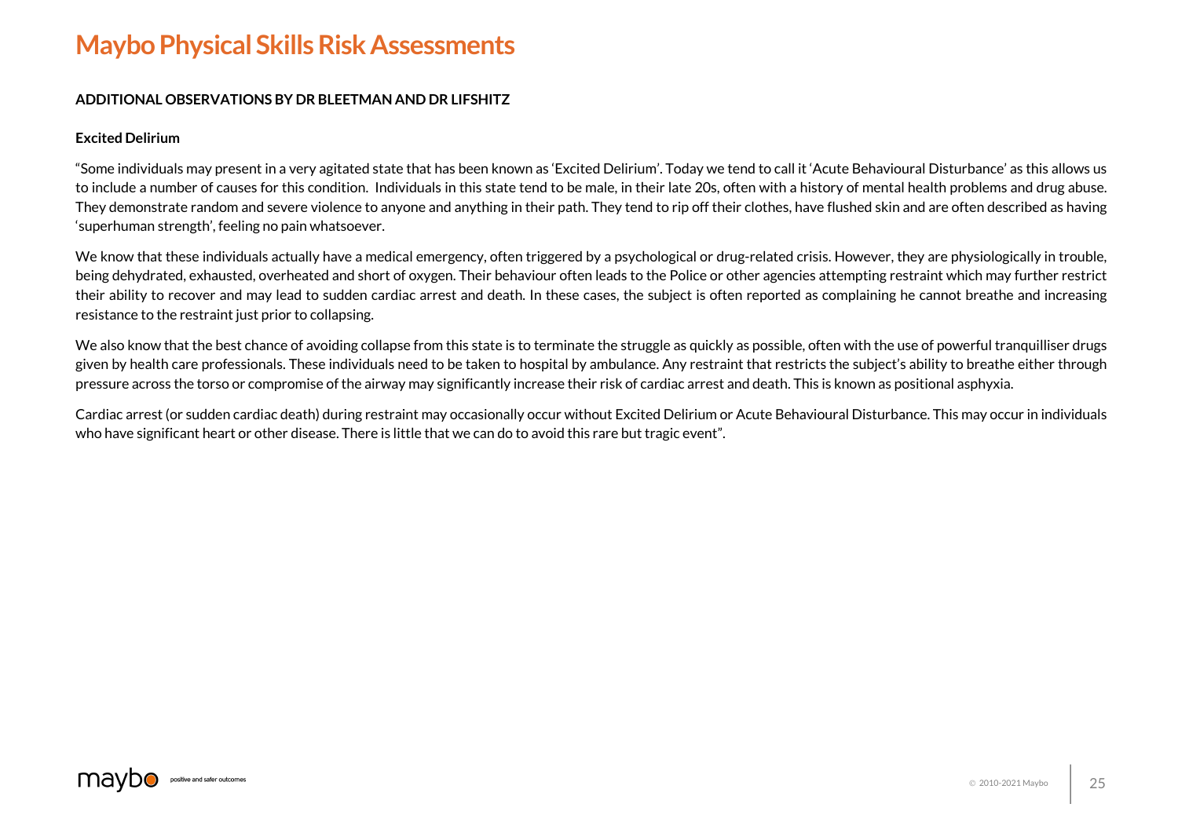# Maybo Physical Skills Risk Assessments

**ADDITIONAL OBSERVATIONS BY DR BLEETMAN AND DR LIFSHITZ**

**Excited Delirium**

"Some individuals may present in a very agitated state that has been known as 'Excited Delirium'. Today we tend to call it 'Acute Behavioural Disturbance' as this allows us to include a number of causes for this condition. Individuals in this state tend to be male, in their late 20s, often with a history of mental health problems and drug abuse. They demonstrate random and severe violence to anyone and anything in their path. They tend to rip off their clothes, have flushed skin and are often described as having 'superhuman strength', feeling no pain whatsoever.

We know that these individuals actually have a medical emergency, often triggered by a psychological or drug-related crisis. However, they are physiologically in trouble, being dehydrated, exhausted, overheated and short of oxygen. Their behaviour often leads to the Police or other agencies attempting restraint which may further restrict their ability to recover and may lead to sudden cardiac arrest and death. In these cases, the subject is often reported as complaining he cannot breathe and increasing resistance to the restraint just prior to collapsing.

We also know that the best chance of avoiding collapse from this state is to terminate the struggle as quickly as possible, often with the use of powerful tranquilliser drugs given by health care professionals. These individuals need to be taken to hospital by ambulance. Any restraint that restricts the subject's ability to breathe either through pressure across the torso or compromise of the airway may significantly increase their risk of cardiac arrest and death. This is known as positional asphyxia.

Cardiac arrest (or sudden cardiac death) during restraint may occasionally occur without Excited Delirium or Acute Behavioural Disturbance. This may occur in individuals who have significant heart or other disease. There is little that we can do to avoid this rare but tragic event".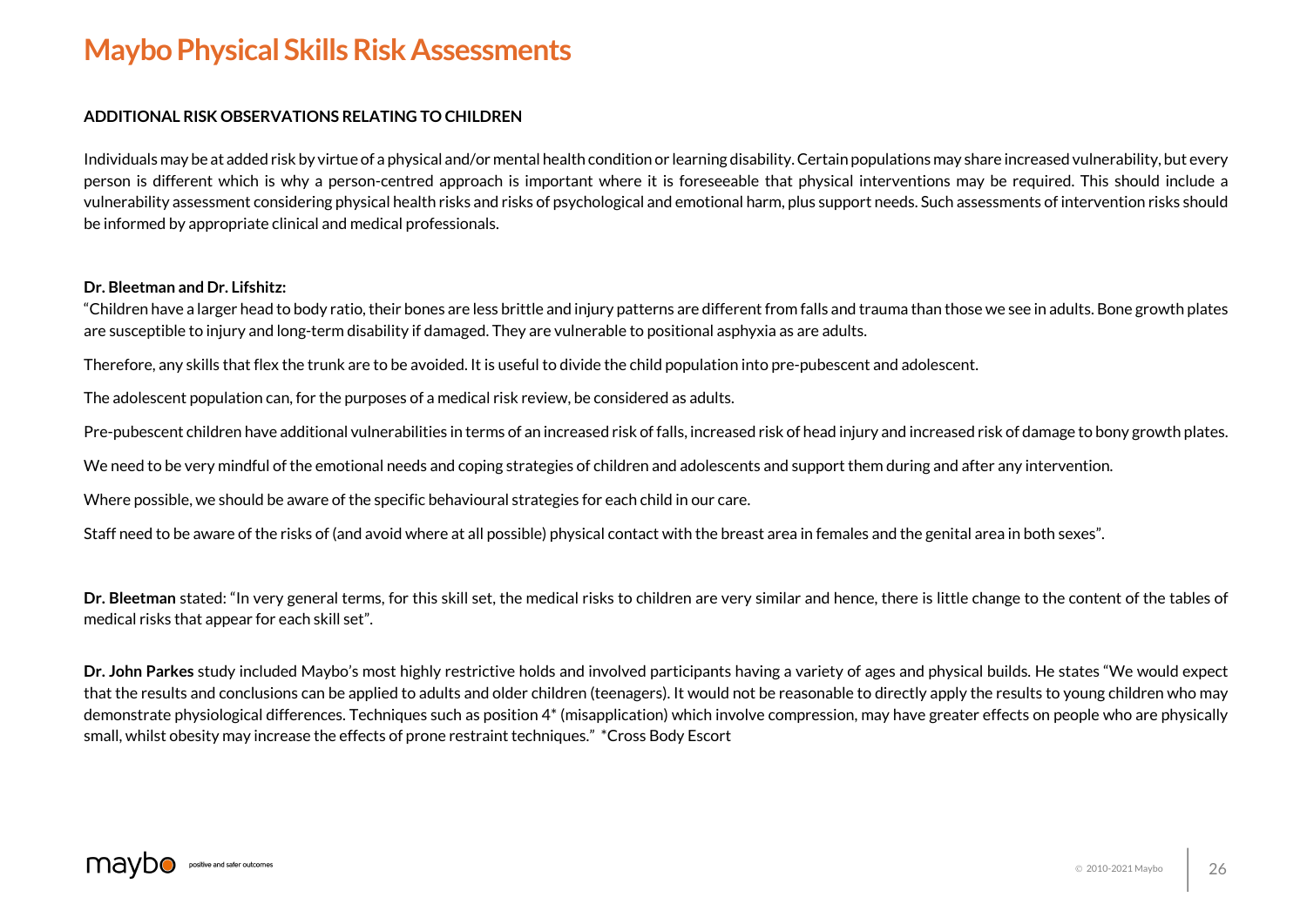# Maybo Physical Skills Risk Assessments

**ADDITIONAL RISK OBSERVATIONS RELATING TO CHILDREN**

Individuals may be at added risk by virtue of a physical and/or mental health condition or learning disability. Certain populations may share increased vulnerability, but every person is different which is why a person-centred approach is important where it is foreseeable that physical interventions may be required. This should include a vulnerability assessment considering physical health risks and risks of psychological and emotional harm, plus support needs. Such assessments of intervention risks should be informed by appropriate clinical and medical professionals.

**Dr. Bleetman and Dr. Lifshitz:**

"Children have a larger head to body ratio, their bones are less brittle and injury patterns are different from falls and trauma than those we see in adults. Bone growth plates are susceptible to injury and long-term disability if damaged. They are vulnerable to positional asphyxia as are adults.

Therefore, any skills that flex the trunk are to be avoided. It is useful to divide the child population into pre-pubescent and adolescent.

The adolescent population can, for the purposes of a medical risk review, be considered as adults.

Pre-pubescent children have additional vulnerabilities in terms of an increased risk of falls, increased risk of head injury and increased risk of damage to bony growth plates.

We need to be very mindful of the emotional needs and coping strategies of children and adolescents and support them during and after any intervention.

Where possible, we should be aware of the specific behavioural strategies for each child in our care.

Staff need to be aware of the risks of (and avoid where at all possible) physical contact with the breast area in females and the genital area in both sexes".

**Dr. Bleetman** stated: "In very general terms, for this skill set, the medical risks to children are very similar and hence, there is little change to the content of the tables of medical risks that appear for each skill set".

**Dr. John Parkes** study included Maybo's most highly restrictive holds and involved participants having a variety of ages and physical builds. He states "We would expect that the results and conclusions can be applied to adults and older children (teenagers). It would not be reasonable to directly apply the results to young children who may demonstrate physiological differences. Techniques such as position 4* (misapplication) which involve compression, may have greater effects on people who are physically small, whilst obesity may increase the effects of prone restraint techniques." *Cross Body Escort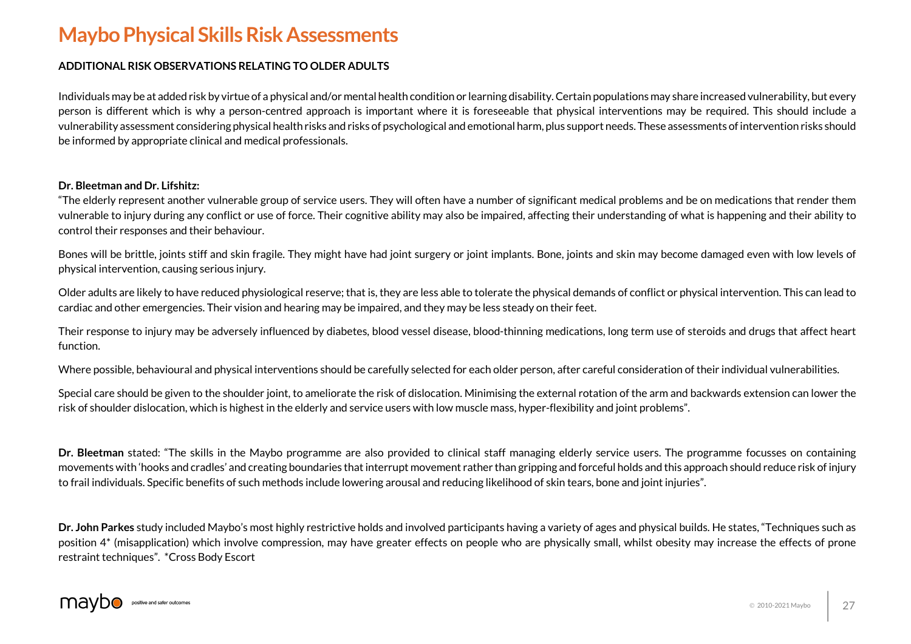# Maybo Physical Skills Risk Assessments

**ADDITIONAL RISK OBSERVATIONS RELATING TO OLDER ADULTS**

Individuals may be at added risk by virtue of a physical and/or mental health condition or learning disability. Certain populations may share increased vulnerability, but every person is different which is why a person-centred approach is important where it is foreseeable that physical interventions may be required. This should include a vulnerability assessment considering physical health risks and risks of psychological and emotional harm, plus support needs. These assessments of intervention risks should be informed by appropriate clinical and medical professionals.

**Dr. Bleetman and Dr. Lifshitz:**

"The elderly represent another vulnerable group of service users. They will often have a number of significant medical problems and be on medications that render them vulnerable to injury during any conflict or use of force. Their cognitive ability may also be impaired, affecting their understanding of what is happening and their ability to control their responses and their behaviour.

Bones will be brittle, joints stiff and skin fragile. They might have had joint surgery or joint implants. Bone, joints and skin may become damaged even with low levels of physical intervention, causing serious injury.

Older adults are likely to have reduced physiological reserve; that is, they are less able to tolerate the physical demands of conflict or physical intervention. This can lead to cardiac and other emergencies. Their vision and hearing may be impaired, and they may be less steady on their feet.

Their response to injury may be adversely influenced by diabetes, blood vessel disease, blood-thinning medications, long term use of steroids and drugs that affect heart function.

Where possible, behavioural and physical interventions should be carefully selected for each older person, after careful consideration of their individual vulnerabilities.

Special care should be given to the shoulder joint, to ameliorate the risk of dislocation. Minimising the external rotation of the arm and backwards extension can lower the risk of shoulder dislocation, which is highest in the elderly and service users with low muscle mass, hyper-flexibility and joint problems".

**Dr. Bleetman** stated: "The skills in the Maybo programme are also provided to clinical staff managing elderly service users. The programme focusses on containing movements with 'hooks and cradles' and creating boundaries that interrupt movement rather than gripping and forceful holds and this approach should reduce risk of injury to frail individuals. Specific benefits of such methods include lowering arousal and reducing likelihood of skin tears, bone and joint injuries".

**Dr. John Parkes** study included Maybo's most highly restrictive holds and involved participants having a variety of ages and physical builds. He states, "Techniques such as position 4* (misapplication) which involve compression, may have greater effects on people who are physically small, whilst obesity may increase the effects of prone restraint techniques". *Cross Body Escort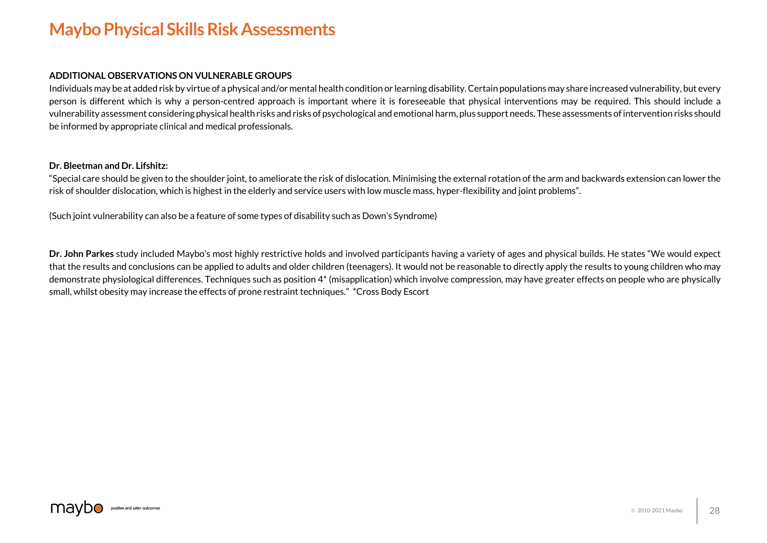# Maybo Physical Skills Risk Assessments

**ADDITIONAL OBSERVATIONS ON VULNERABLE GROUPS**

Individuals may be at added risk by virtue of a physical and/or mental health condition or learning disability. Certain populations may share increased vulnerability, but every person is different which is why a person-centred approach is important where it is foreseeable that physical interventions may be required. This should include a vulnerability assessment considering physical health risks and risks of psychological and emotional harm, plus support needs. These assessments of intervention risks should be informed by appropriate clinical and medical professionals.

**Dr. Bleetman and Dr. Lifshitz:**

"Special care should be given to the shoulder joint, to ameliorate the risk of dislocation. Minimising the external rotation of the arm and backwards extension can lower the risk of shoulder dislocation, which is highest in the elderly and service users with low muscle mass, hyper-flexibility and joint problems".

(Such joint vulnerability can also be a feature of some types of disability such as Down's Syndrome)

**Dr. John Parkes** study included Maybo's most highly restrictive holds and involved participants having a variety of ages and physical builds. He states "We would expect that the results and conclusions can be applied to adults and older children (teenagers). It would not be reasonable to directly apply the results to young children who may demonstrate physiological differences. Techniques such as position 4* (misapplication) which involve compression, may have greater effects on people who are physically small, whilst obesity may increase the effects of prone restraint techniques." *Cross Body Escort